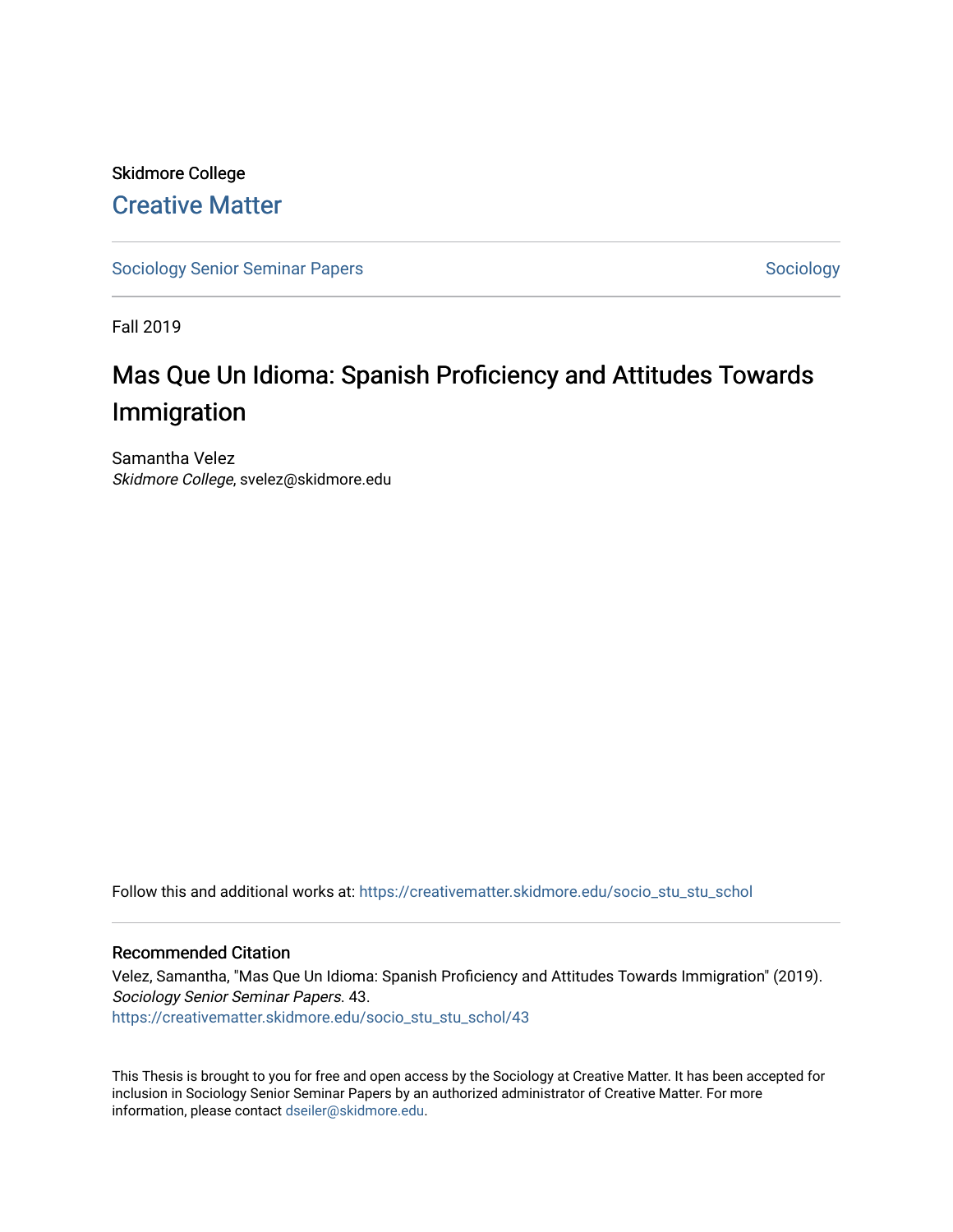Skidmore College

# Creative Matter

Sociology Senior Seminar Papers | Sociology

Fall 2019

## Mas Que Un Idioma: Spanish Proficiency and Attitudes Towards Immigration

Samantha Velez
*Skidmore College*, svelez@skidmore.edu

Follow this and additional works at: https://creativematter.skidmore.edu/socio_stu_stu_schol

### Recommended Citation

Velez, Samantha, "Mas Que Un Idioma: Spanish Proficiency and Attitudes Towards Immigration" (2019). *Sociology Senior Seminar Papers*. 43.
https://creativematter.skidmore.edu/socio_stu_stu_schol/43

This Thesis is brought to you for free and open access by the Sociology at Creative Matter. It has been accepted for inclusion in Sociology Senior Seminar Papers by an authorized administrator of Creative Matter. For more information, please contact dseiler@skidmore.edu.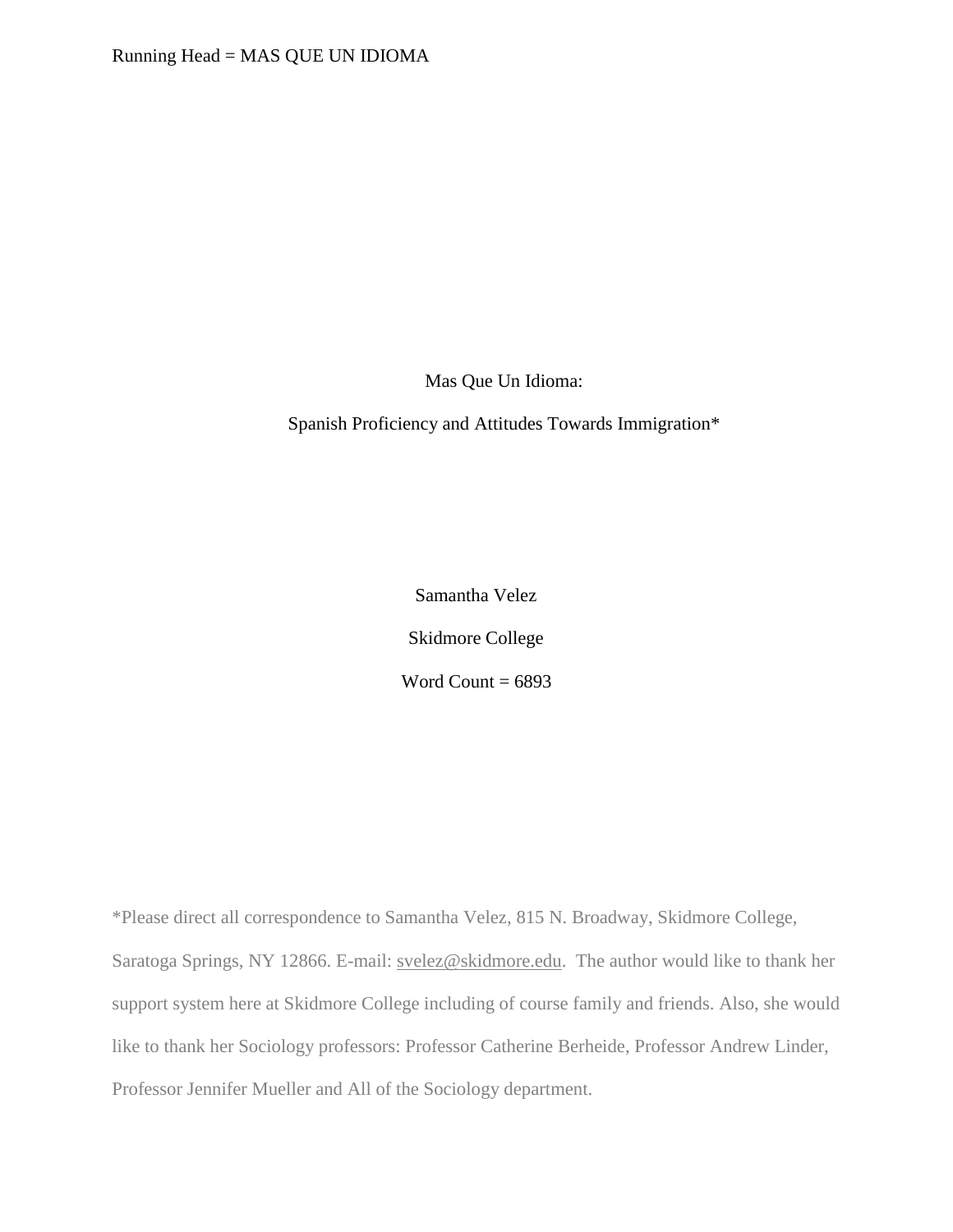Mas Que Un Idioma:

Spanish Proficiency and Attitudes Towards Immigration*

Samantha Velez

Skidmore College

Word Count = 6893

*Please direct all correspondence to Samantha Velez, 815 N. Broadway, Skidmore College, Saratoga Springs, NY 12866. E-mail: svelez@skidmore.edu. The author would like to thank her support system here at Skidmore College including of course family and friends. Also, she would like to thank her Sociology professors: Professor Catherine Berheide, Professor Andrew Linder, Professor Jennifer Mueller and All of the Sociology department.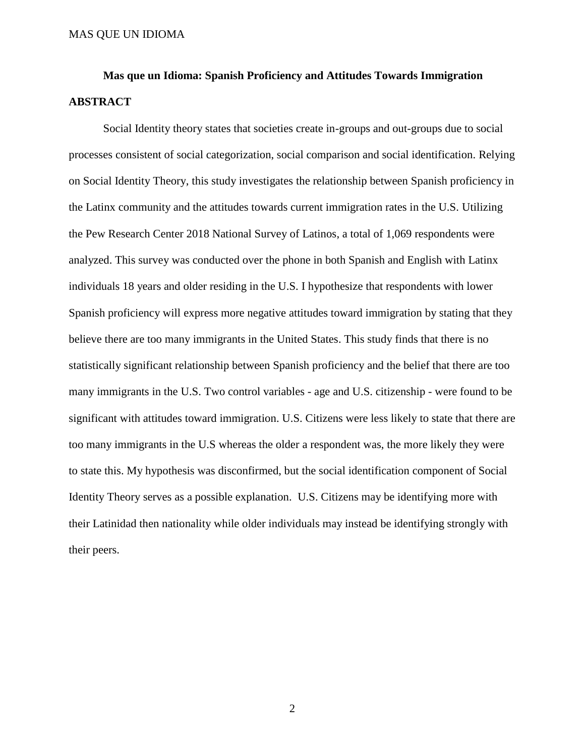**Mas que un Idioma: Spanish Proficiency and Attitudes Towards Immigration**

**ABSTRACT**

Social Identity theory states that societies create in-groups and out-groups due to social processes consistent of social categorization, social comparison and social identification. Relying on Social Identity Theory, this study investigates the relationship between Spanish proficiency in the Latinx community and the attitudes towards current immigration rates in the U.S. Utilizing the Pew Research Center 2018 National Survey of Latinos, a total of 1,069 respondents were analyzed. This survey was conducted over the phone in both Spanish and English with Latinx individuals 18 years and older residing in the U.S. I hypothesize that respondents with lower Spanish proficiency will express more negative attitudes toward immigration by stating that they believe there are too many immigrants in the United States. This study finds that there is no statistically significant relationship between Spanish proficiency and the belief that there are too many immigrants in the U.S. Two control variables - age and U.S. citizenship - were found to be significant with attitudes toward immigration. U.S. Citizens were less likely to state that there are too many immigrants in the U.S whereas the older a respondent was, the more likely they were to state this. My hypothesis was disconfirmed, but the social identification component of Social Identity Theory serves as a possible explanation. U.S. Citizens may be identifying more with their Latinidad then nationality while older individuals may instead be identifying strongly with their peers.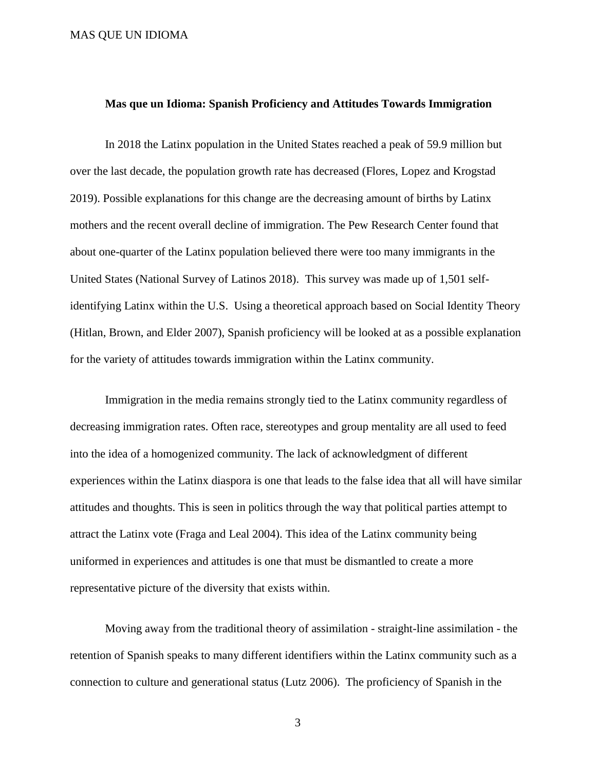**Mas que un Idioma: Spanish Proficiency and Attitudes Towards Immigration**

In 2018 the Latinx population in the United States reached a peak of 59.9 million but over the last decade, the population growth rate has decreased (Flores, Lopez and Krogstad 2019). Possible explanations for this change are the decreasing amount of births by Latinx mothers and the recent overall decline of immigration. The Pew Research Center found that about one-quarter of the Latinx population believed there were too many immigrants in the United States (National Survey of Latinos 2018). This survey was made up of 1,501 self-identifying Latinx within the U.S. Using a theoretical approach based on Social Identity Theory (Hitlan, Brown, and Elder 2007), Spanish proficiency will be looked at as a possible explanation for the variety of attitudes towards immigration within the Latinx community.

Immigration in the media remains strongly tied to the Latinx community regardless of decreasing immigration rates. Often race, stereotypes and group mentality are all used to feed into the idea of a homogenized community. The lack of acknowledgment of different experiences within the Latinx diaspora is one that leads to the false idea that all will have similar attitudes and thoughts. This is seen in politics through the way that political parties attempt to attract the Latinx vote (Fraga and Leal 2004). This idea of the Latinx community being uniformed in experiences and attitudes is one that must be dismantled to create a more representative picture of the diversity that exists within.

Moving away from the traditional theory of assimilation - straight-line assimilation - the retention of Spanish speaks to many different identifiers within the Latinx community such as a connection to culture and generational status (Lutz 2006). The proficiency of Spanish in the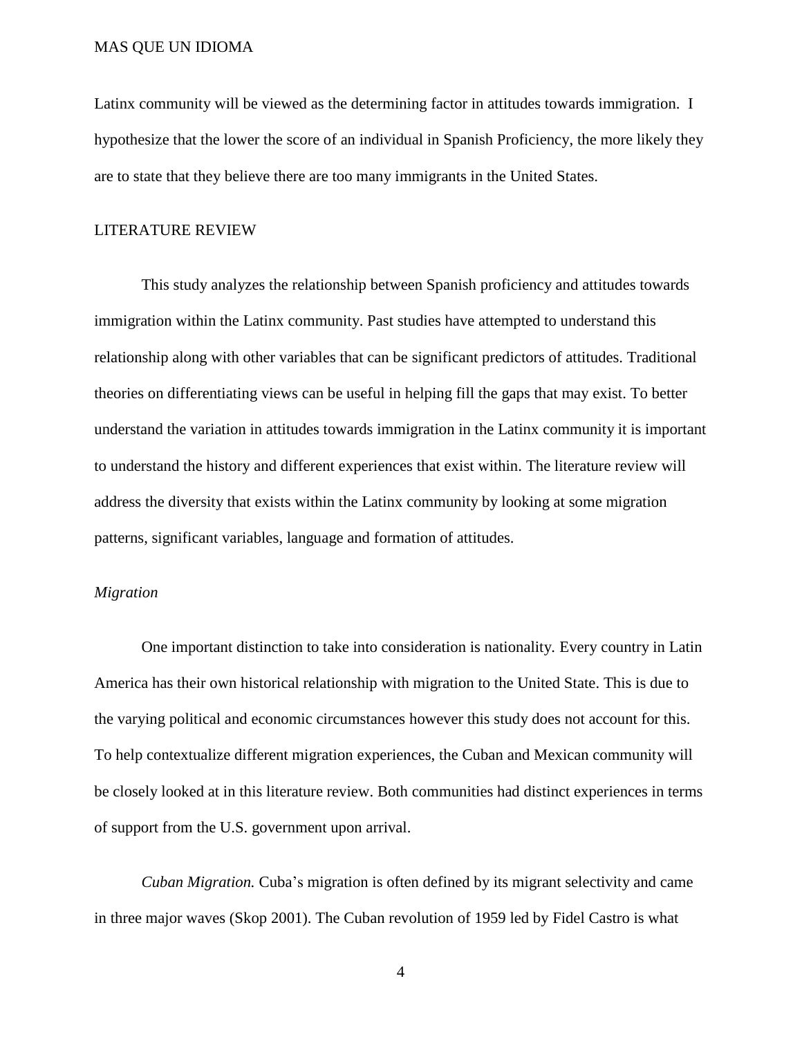Latinx community will be viewed as the determining factor in attitudes towards immigration. I hypothesize that the lower the score of an individual in Spanish Proficiency, the more likely they are to state that they believe there are too many immigrants in the United States.

## LITERATURE REVIEW

This study analyzes the relationship between Spanish proficiency and attitudes towards immigration within the Latinx community. Past studies have attempted to understand this relationship along with other variables that can be significant predictors of attitudes. Traditional theories on differentiating views can be useful in helping fill the gaps that may exist. To better understand the variation in attitudes towards immigration in the Latinx community it is important to understand the history and different experiences that exist within. The literature review will address the diversity that exists within the Latinx community by looking at some migration patterns, significant variables, language and formation of attitudes.

### *Migration*

One important distinction to take into consideration is nationality. Every country in Latin America has their own historical relationship with migration to the United State. This is due to the varying political and economic circumstances however this study does not account for this. To help contextualize different migration experiences, the Cuban and Mexican community will be closely looked at in this literature review. Both communities had distinct experiences in terms of support from the U.S. government upon arrival.

*Cuban Migration.* Cuba's migration is often defined by its migrant selectivity and came in three major waves (Skop 2001). The Cuban revolution of 1959 led by Fidel Castro is what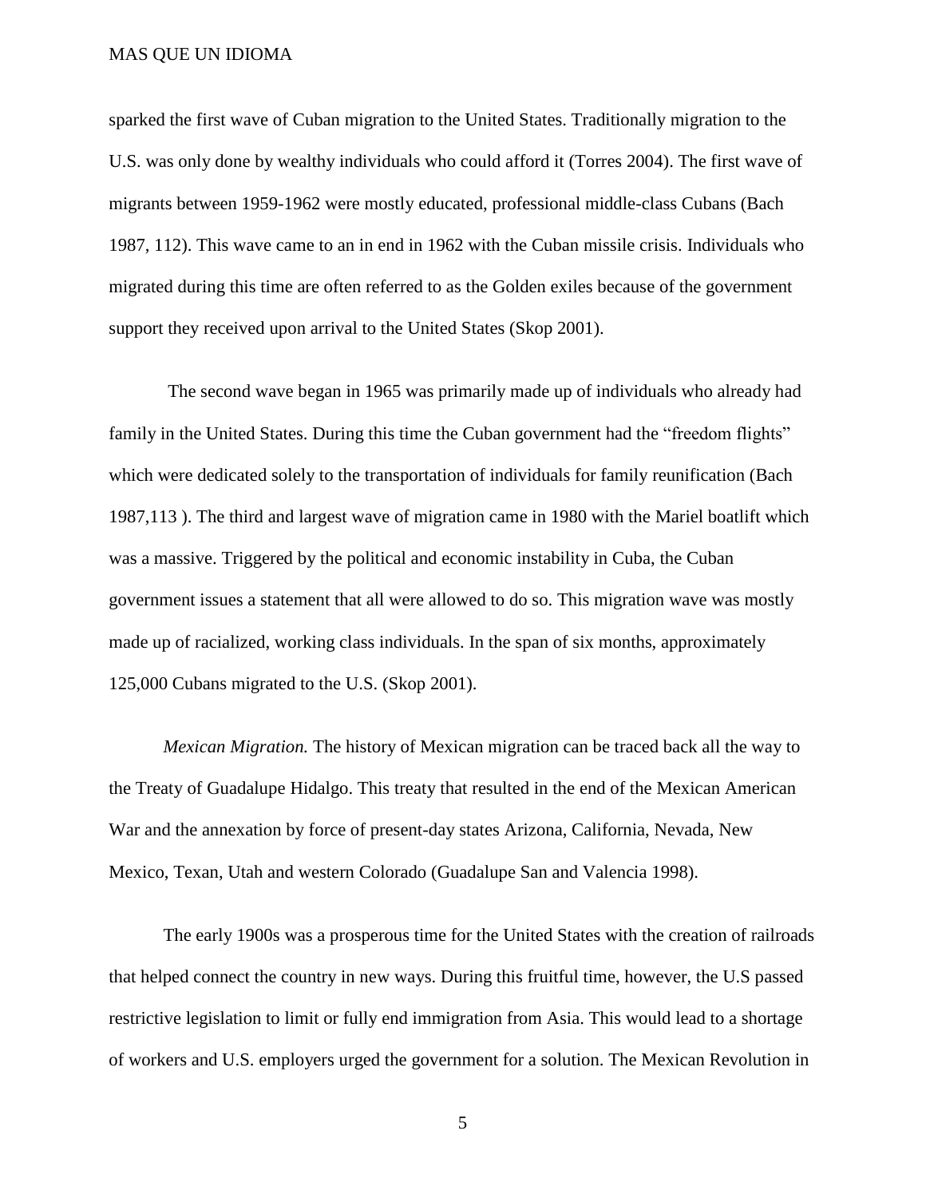sparked the first wave of Cuban migration to the United States. Traditionally migration to the U.S. was only done by wealthy individuals who could afford it (Torres 2004). The first wave of migrants between 1959-1962 were mostly educated, professional middle-class Cubans (Bach 1987, 112). This wave came to an in end in 1962 with the Cuban missile crisis. Individuals who migrated during this time are often referred to as the Golden exiles because of the government support they received upon arrival to the United States (Skop 2001).

The second wave began in 1965 was primarily made up of individuals who already had family in the United States. During this time the Cuban government had the "freedom flights" which were dedicated solely to the transportation of individuals for family reunification (Bach 1987,113 ). The third and largest wave of migration came in 1980 with the Mariel boatlift which was a massive. Triggered by the political and economic instability in Cuba, the Cuban government issues a statement that all were allowed to do so. This migration wave was mostly made up of racialized, working class individuals. In the span of six months, approximately 125,000 Cubans migrated to the U.S. (Skop 2001).

*Mexican Migration.* The history of Mexican migration can be traced back all the way to the Treaty of Guadalupe Hidalgo. This treaty that resulted in the end of the Mexican American War and the annexation by force of present-day states Arizona, California, Nevada, New Mexico, Texan, Utah and western Colorado (Guadalupe San and Valencia 1998).

The early 1900s was a prosperous time for the United States with the creation of railroads that helped connect the country in new ways. During this fruitful time, however, the U.S passed restrictive legislation to limit or fully end immigration from Asia. This would lead to a shortage of workers and U.S. employers urged the government for a solution. The Mexican Revolution in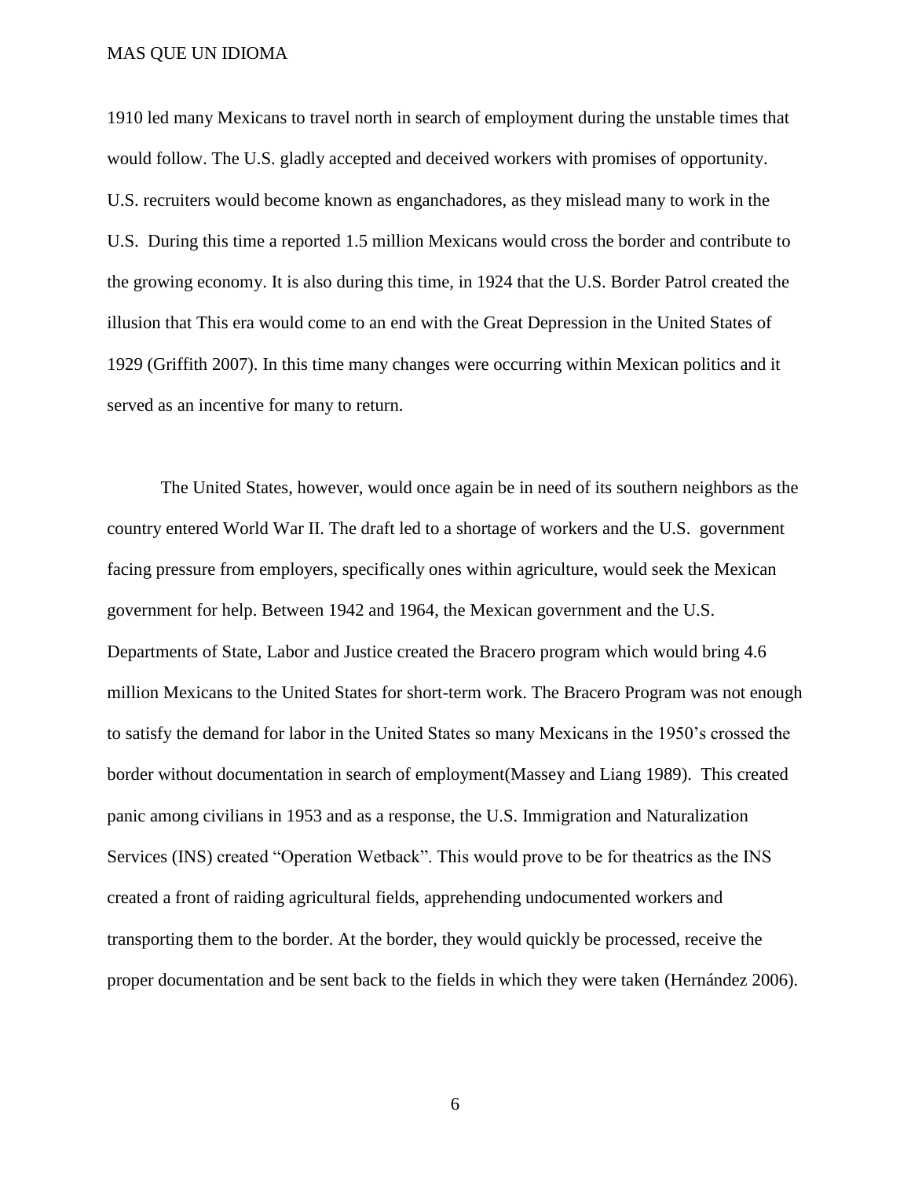1910 led many Mexicans to travel north in search of employment during the unstable times that would follow. The U.S. gladly accepted and deceived workers with promises of opportunity. U.S. recruiters would become known as enganchadores, as they mislead many to work in the U.S. During this time a reported 1.5 million Mexicans would cross the border and contribute to the growing economy. It is also during this time, in 1924 that the U.S. Border Patrol created the illusion that This era would come to an end with the Great Depression in the United States of 1929 (Griffith 2007). In this time many changes were occurring within Mexican politics and it served as an incentive for many to return.

The United States, however, would once again be in need of its southern neighbors as the country entered World War II. The draft led to a shortage of workers and the U.S. government facing pressure from employers, specifically ones within agriculture, would seek the Mexican government for help. Between 1942 and 1964, the Mexican government and the U.S. Departments of State, Labor and Justice created the Bracero program which would bring 4.6 million Mexicans to the United States for short-term work. The Bracero Program was not enough to satisfy the demand for labor in the United States so many Mexicans in the 1950's crossed the border without documentation in search of employment(Massey and Liang 1989). This created panic among civilians in 1953 and as a response, the U.S. Immigration and Naturalization Services (INS) created "Operation Wetback". This would prove to be for theatrics as the INS created a front of raiding agricultural fields, apprehending undocumented workers and transporting them to the border. At the border, they would quickly be processed, receive the proper documentation and be sent back to the fields in which they were taken (Hernández 2006).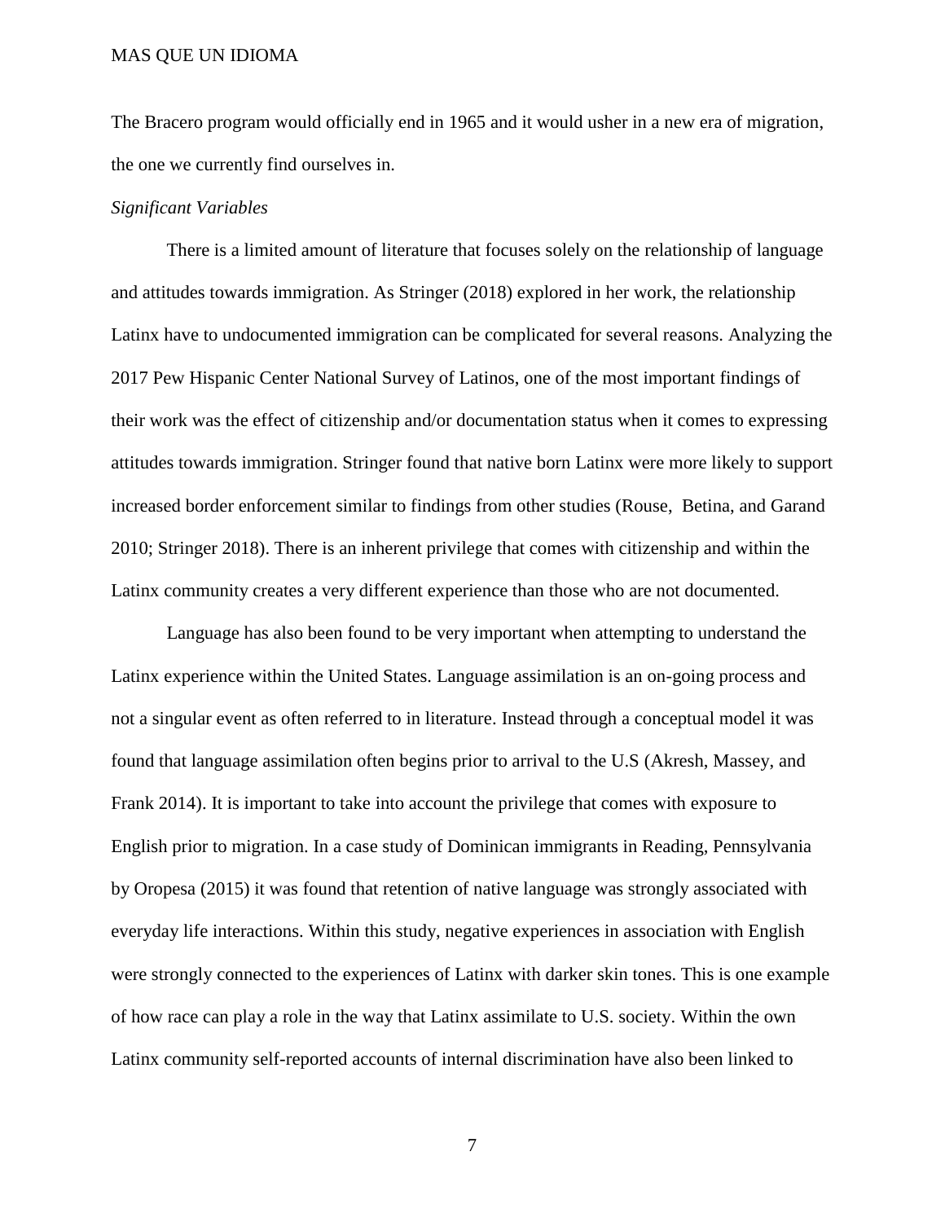The Bracero program would officially end in 1965 and it would usher in a new era of migration, the one we currently find ourselves in.

*Significant Variables*

There is a limited amount of literature that focuses solely on the relationship of language and attitudes towards immigration. As Stringer (2018) explored in her work, the relationship Latinx have to undocumented immigration can be complicated for several reasons. Analyzing the 2017 Pew Hispanic Center National Survey of Latinos, one of the most important findings of their work was the effect of citizenship and/or documentation status when it comes to expressing attitudes towards immigration. Stringer found that native born Latinx were more likely to support increased border enforcement similar to findings from other studies (Rouse, Betina, and Garand 2010; Stringer 2018). There is an inherent privilege that comes with citizenship and within the Latinx community creates a very different experience than those who are not documented.

Language has also been found to be very important when attempting to understand the Latinx experience within the United States. Language assimilation is an on-going process and not a singular event as often referred to in literature. Instead through a conceptual model it was found that language assimilation often begins prior to arrival to the U.S (Akresh, Massey, and Frank 2014). It is important to take into account the privilege that comes with exposure to English prior to migration. In a case study of Dominican immigrants in Reading, Pennsylvania by Oropesa (2015) it was found that retention of native language was strongly associated with everyday life interactions. Within this study, negative experiences in association with English were strongly connected to the experiences of Latinx with darker skin tones. This is one example of how race can play a role in the way that Latinx assimilate to U.S. society. Within the own Latinx community self-reported accounts of internal discrimination have also been linked to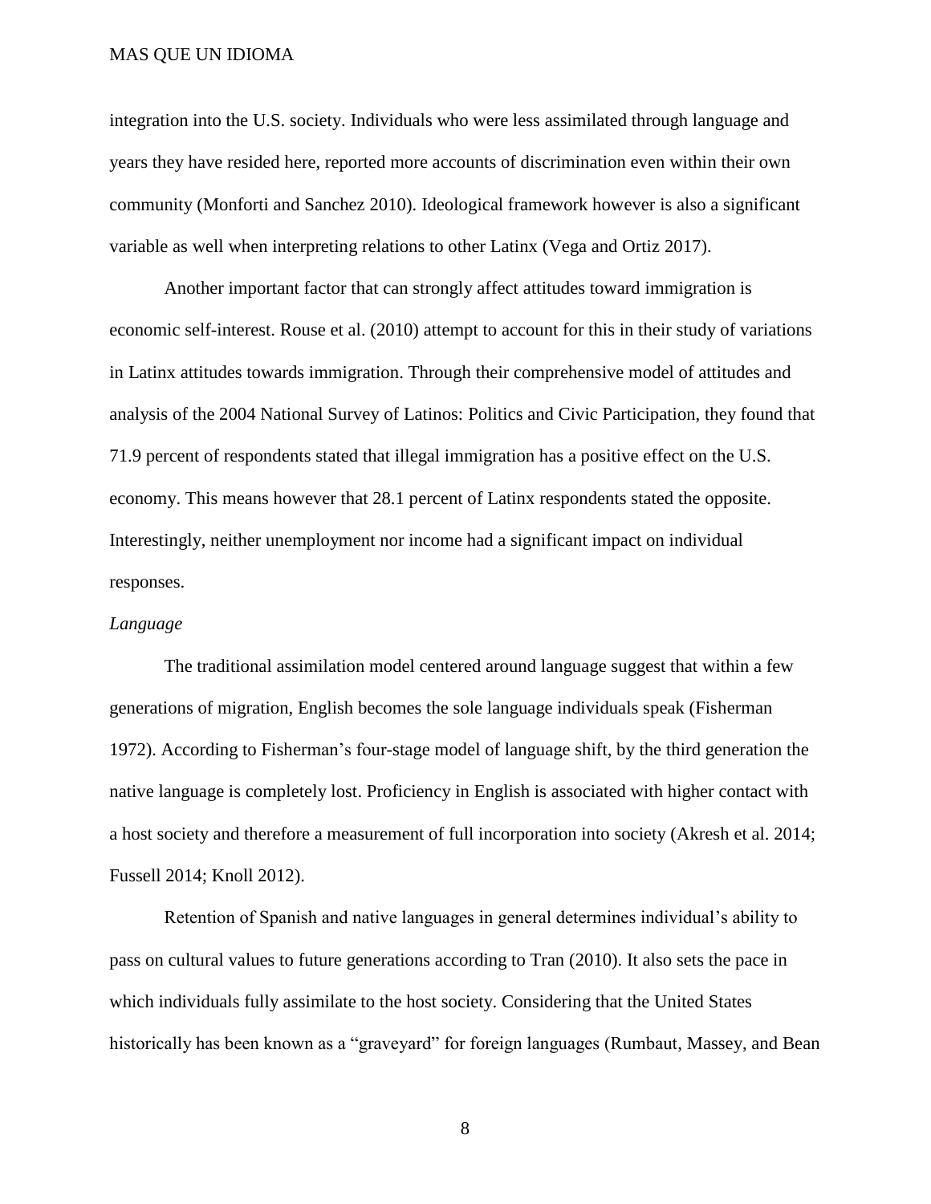integration into the U.S. society. Individuals who were less assimilated through language and years they have resided here, reported more accounts of discrimination even within their own community (Monforti and Sanchez 2010). Ideological framework however is also a significant variable as well when interpreting relations to other Latinx (Vega and Ortiz 2017).

Another important factor that can strongly affect attitudes toward immigration is economic self-interest. Rouse et al. (2010) attempt to account for this in their study of variations in Latinx attitudes towards immigration. Through their comprehensive model of attitudes and analysis of the 2004 National Survey of Latinos: Politics and Civic Participation, they found that 71.9 percent of respondents stated that illegal immigration has a positive effect on the U.S. economy. This means however that 28.1 percent of Latinx respondents stated the opposite. Interestingly, neither unemployment nor income had a significant impact on individual responses.

*Language*

The traditional assimilation model centered around language suggest that within a few generations of migration, English becomes the sole language individuals speak (Fisherman 1972). According to Fisherman's four-stage model of language shift, by the third generation the native language is completely lost. Proficiency in English is associated with higher contact with a host society and therefore a measurement of full incorporation into society (Akresh et al. 2014; Fussell 2014; Knoll 2012).

Retention of Spanish and native languages in general determines individual's ability to pass on cultural values to future generations according to Tran (2010). It also sets the pace in which individuals fully assimilate to the host society. Considering that the United States historically has been known as a "graveyard" for foreign languages (Rumbaut, Massey, and Bean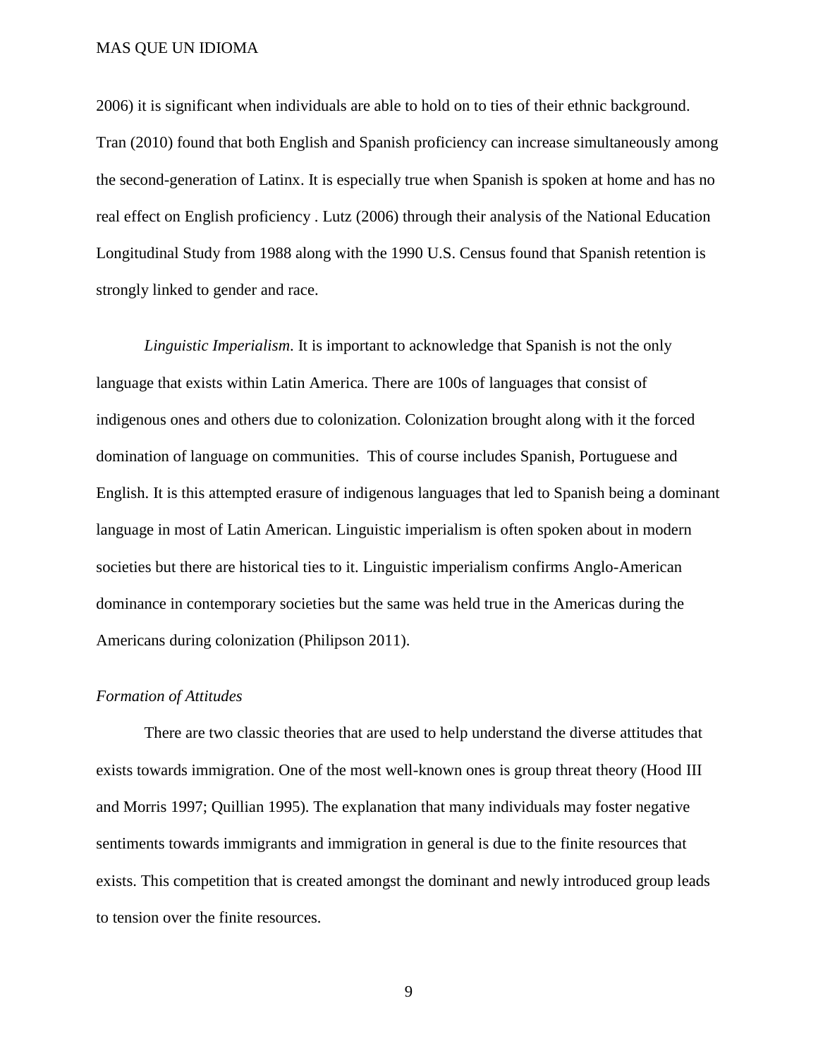2006) it is significant when individuals are able to hold on to ties of their ethnic background. Tran (2010) found that both English and Spanish proficiency can increase simultaneously among the second-generation of Latinx. It is especially true when Spanish is spoken at home and has no real effect on English proficiency . Lutz (2006) through their analysis of the National Education Longitudinal Study from 1988 along with the 1990 U.S. Census found that Spanish retention is strongly linked to gender and race.

*Linguistic Imperialism*. It is important to acknowledge that Spanish is not the only language that exists within Latin America. There are 100s of languages that consist of indigenous ones and others due to colonization. Colonization brought along with it the forced domination of language on communities. This of course includes Spanish, Portuguese and English. It is this attempted erasure of indigenous languages that led to Spanish being a dominant language in most of Latin American. Linguistic imperialism is often spoken about in modern societies but there are historical ties to it. Linguistic imperialism confirms Anglo-American dominance in contemporary societies but the same was held true in the Americas during the Americans during colonization (Philipson 2011).

*Formation of Attitudes*

There are two classic theories that are used to help understand the diverse attitudes that exists towards immigration. One of the most well-known ones is group threat theory (Hood III and Morris 1997; Quillian 1995). The explanation that many individuals may foster negative sentiments towards immigrants and immigration in general is due to the finite resources that exists. This competition that is created amongst the dominant and newly introduced group leads to tension over the finite resources.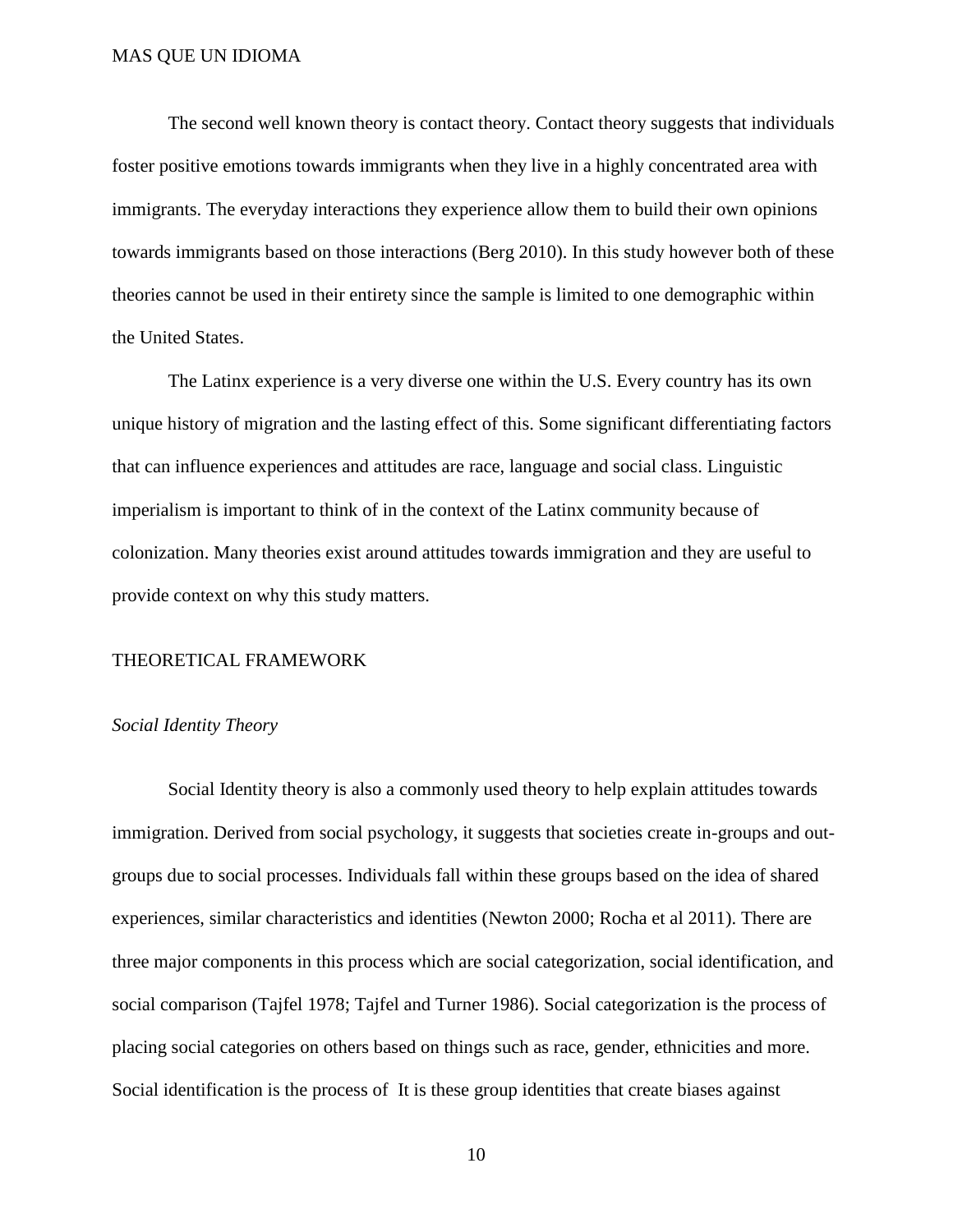The second well known theory is contact theory. Contact theory suggests that individuals foster positive emotions towards immigrants when they live in a highly concentrated area with immigrants. The everyday interactions they experience allow them to build their own opinions towards immigrants based on those interactions (Berg 2010). In this study however both of these theories cannot be used in their entirety since the sample is limited to one demographic within the United States.

The Latinx experience is a very diverse one within the U.S. Every country has its own unique history of migration and the lasting effect of this. Some significant differentiating factors that can influence experiences and attitudes are race, language and social class. Linguistic imperialism is important to think of in the context of the Latinx community because of colonization. Many theories exist around attitudes towards immigration and they are useful to provide context on why this study matters.

## THEORETICAL FRAMEWORK

### *Social Identity Theory*

Social Identity theory is also a commonly used theory to help explain attitudes towards immigration. Derived from social psychology, it suggests that societies create in-groups and out-groups due to social processes. Individuals fall within these groups based on the idea of shared experiences, similar characteristics and identities (Newton 2000; Rocha et al 2011). There are three major components in this process which are social categorization, social identification, and social comparison (Tajfel 1978; Tajfel and Turner 1986). Social categorization is the process of placing social categories on others based on things such as race, gender, ethnicities and more. Social identification is the process of  It is these group identities that create biases against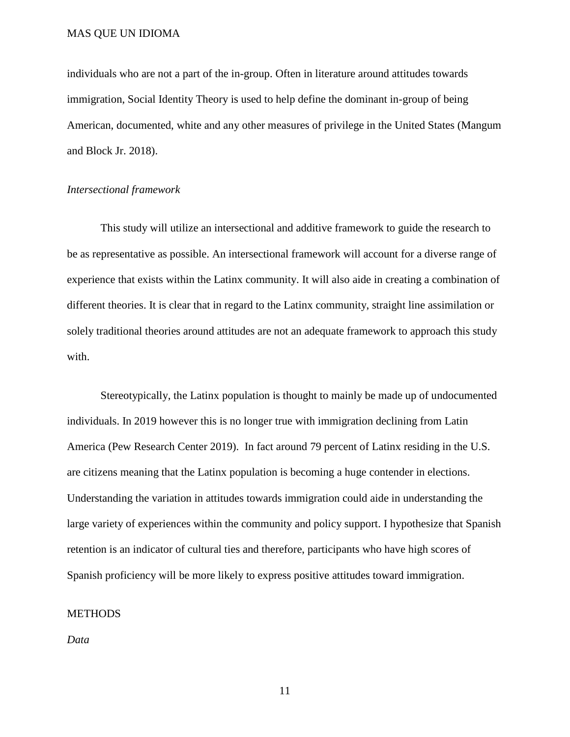individuals who are not a part of the in-group. Often in literature around attitudes towards immigration, Social Identity Theory is used to help define the dominant in-group of being American, documented, white and any other measures of privilege in the United States (Mangum and Block Jr. 2018).

### *Intersectional framework*

This study will utilize an intersectional and additive framework to guide the research to be as representative as possible. An intersectional framework will account for a diverse range of experience that exists within the Latinx community. It will also aide in creating a combination of different theories. It is clear that in regard to the Latinx community, straight line assimilation or solely traditional theories around attitudes are not an adequate framework to approach this study with.

Stereotypically, the Latinx population is thought to mainly be made up of undocumented individuals. In 2019 however this is no longer true with immigration declining from Latin America (Pew Research Center 2019). In fact around 79 percent of Latinx residing in the U.S. are citizens meaning that the Latinx population is becoming a huge contender in elections. Understanding the variation in attitudes towards immigration could aide in understanding the large variety of experiences within the community and policy support. I hypothesize that Spanish retention is an indicator of cultural ties and therefore, participants who have high scores of Spanish proficiency will be more likely to express positive attitudes toward immigration.

## METHODS

### *Data*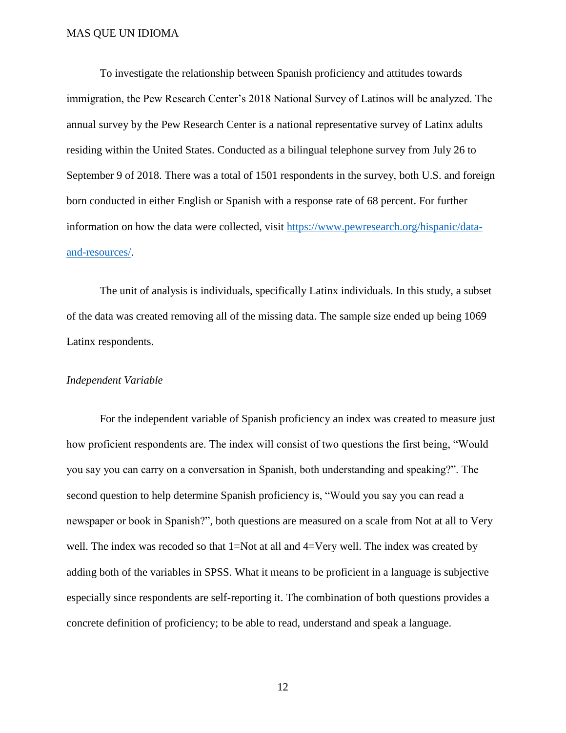To investigate the relationship between Spanish proficiency and attitudes towards immigration, the Pew Research Center's 2018 National Survey of Latinos will be analyzed. The annual survey by the Pew Research Center is a national representative survey of Latinx adults residing within the United States. Conducted as a bilingual telephone survey from July 26 to September 9 of 2018. There was a total of 1501 respondents in the survey, both U.S. and foreign born conducted in either English or Spanish with a response rate of 68 percent. For further information on how the data were collected, visit [https://www.pewresearch.org/hispanic/data-and-resources/](https://www.pewresearch.org/hispanic/data-and-resources/).

The unit of analysis is individuals, specifically Latinx individuals. In this study, a subset of the data was created removing all of the missing data. The sample size ended up being 1069 Latinx respondents.

*Independent Variable*

For the independent variable of Spanish proficiency an index was created to measure just how proficient respondents are. The index will consist of two questions the first being, "Would you say you can carry on a conversation in Spanish, both understanding and speaking?". The second question to help determine Spanish proficiency is, "Would you say you can read a newspaper or book in Spanish?", both questions are measured on a scale from Not at all to Very well. The index was recoded so that 1=Not at all and 4=Very well. The index was created by adding both of the variables in SPSS. What it means to be proficient in a language is subjective especially since respondents are self-reporting it. The combination of both questions provides a concrete definition of proficiency; to be able to read, understand and speak a language.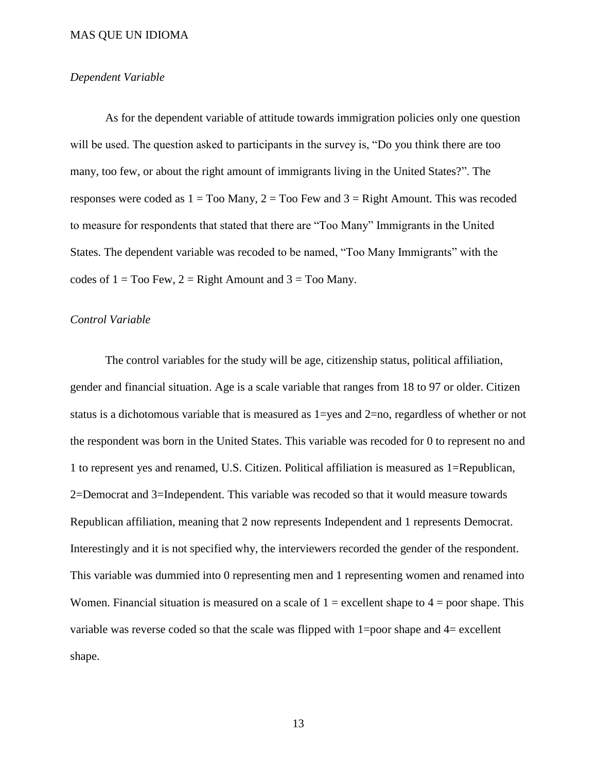*Dependent Variable*

As for the dependent variable of attitude towards immigration policies only one question will be used. The question asked to participants in the survey is, "Do you think there are too many, too few, or about the right amount of immigrants living in the United States?". The responses were coded as 1 = Too Many, 2 = Too Few and 3 = Right Amount. This was recoded to measure for respondents that stated that there are "Too Many" Immigrants in the United States. The dependent variable was recoded to be named, "Too Many Immigrants" with the codes of 1 = Too Few, 2 = Right Amount and 3 = Too Many.

*Control Variable*

The control variables for the study will be age, citizenship status, political affiliation, gender and financial situation. Age is a scale variable that ranges from 18 to 97 or older. Citizen status is a dichotomous variable that is measured as 1=yes and 2=no, regardless of whether or not the respondent was born in the United States. This variable was recoded for 0 to represent no and 1 to represent yes and renamed, U.S. Citizen. Political affiliation is measured as 1=Republican, 2=Democrat and 3=Independent. This variable was recoded so that it would measure towards Republican affiliation, meaning that 2 now represents Independent and 1 represents Democrat. Interestingly and it is not specified why, the interviewers recorded the gender of the respondent. This variable was dummied into 0 representing men and 1 representing women and renamed into Women. Financial situation is measured on a scale of 1 = excellent shape to 4 = poor shape. This variable was reverse coded so that the scale was flipped with 1=poor shape and 4= excellent shape.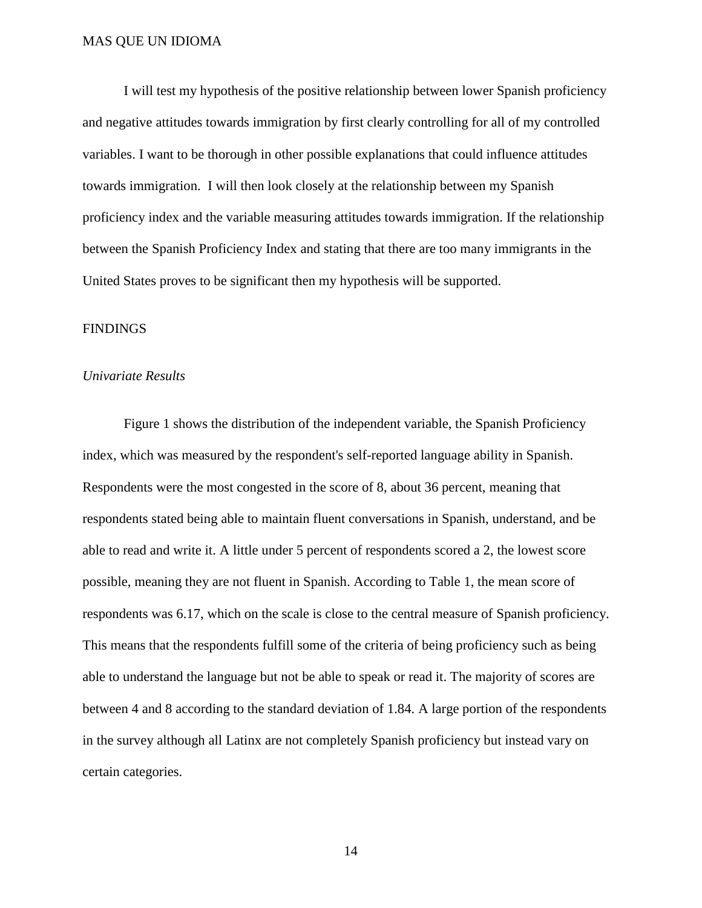I will test my hypothesis of the positive relationship between lower Spanish proficiency and negative attitudes towards immigration by first clearly controlling for all of my controlled variables. I want to be thorough in other possible explanations that could influence attitudes towards immigration.  I will then look closely at the relationship between my Spanish proficiency index and the variable measuring attitudes towards immigration. If the relationship between the Spanish Proficiency Index and stating that there are too many immigrants in the United States proves to be significant then my hypothesis will be supported.

## FINDINGS

### *Univariate Results*

Figure 1 shows the distribution of the independent variable, the Spanish Proficiency index, which was measured by the respondent's self-reported language ability in Spanish. Respondents were the most congested in the score of 8, about 36 percent, meaning that respondents stated being able to maintain fluent conversations in Spanish, understand, and be able to read and write it. A little under 5 percent of respondents scored a 2, the lowest score possible, meaning they are not fluent in Spanish. According to Table 1, the mean score of respondents was 6.17, which on the scale is close to the central measure of Spanish proficiency. This means that the respondents fulfill some of the criteria of being proficiency such as being able to understand the language but not be able to speak or read it. The majority of scores are between 4 and 8 according to the standard deviation of 1.84. A large portion of the respondents in the survey although all Latinx are not completely Spanish proficiency but instead vary on certain categories.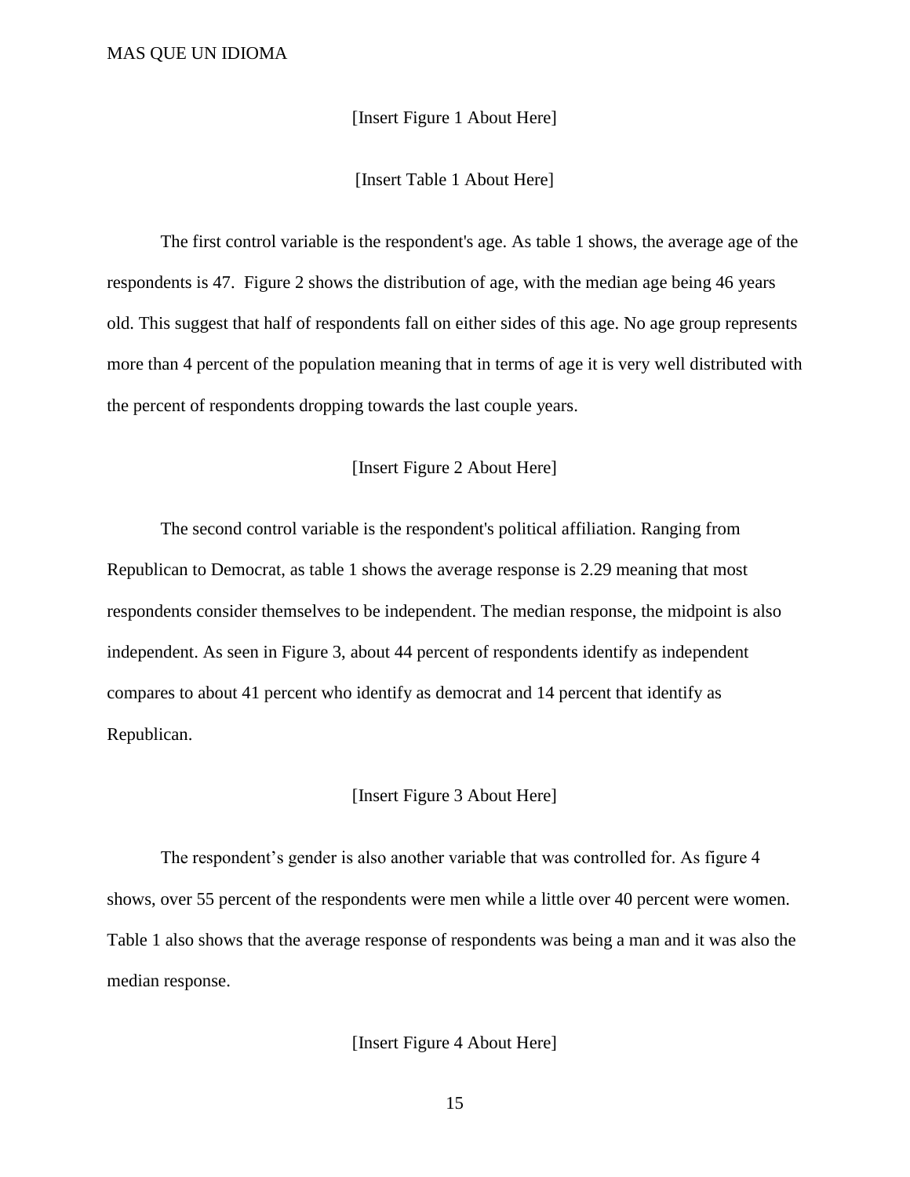[Insert Figure 1 About Here]

[Insert Table 1 About Here]

The first control variable is the respondent's age. As table 1 shows, the average age of the respondents is 47.  Figure 2 shows the distribution of age, with the median age being 46 years old. This suggest that half of respondents fall on either sides of this age. No age group represents more than 4 percent of the population meaning that in terms of age it is very well distributed with the percent of respondents dropping towards the last couple years.

[Insert Figure 2 About Here]

The second control variable is the respondent's political affiliation. Ranging from Republican to Democrat, as table 1 shows the average response is 2.29 meaning that most respondents consider themselves to be independent. The median response, the midpoint is also independent. As seen in Figure 3, about 44 percent of respondents identify as independent compares to about 41 percent who identify as democrat and 14 percent that identify as Republican.

[Insert Figure 3 About Here]

The respondent's gender is also another variable that was controlled for. As figure 4 shows, over 55 percent of the respondents were men while a little over 40 percent were women. Table 1 also shows that the average response of respondents was being a man and it was also the median response.

[Insert Figure 4 About Here]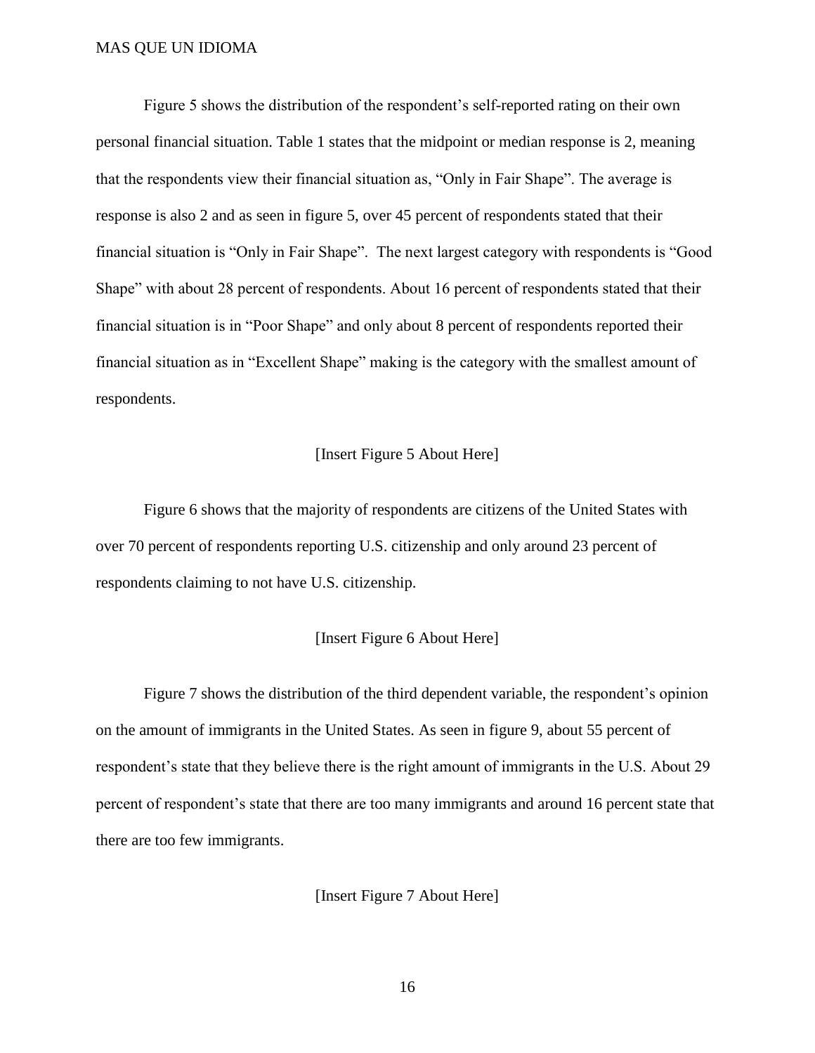Figure 5 shows the distribution of the respondent's self-reported rating on their own personal financial situation. Table 1 states that the midpoint or median response is 2, meaning that the respondents view their financial situation as, "Only in Fair Shape". The average is response is also 2 and as seen in figure 5, over 45 percent of respondents stated that their financial situation is "Only in Fair Shape". The next largest category with respondents is "Good Shape" with about 28 percent of respondents. About 16 percent of respondents stated that their financial situation is in "Poor Shape" and only about 8 percent of respondents reported their financial situation as in "Excellent Shape" making is the category with the smallest amount of respondents.

[Insert Figure 5 About Here]

Figure 6 shows that the majority of respondents are citizens of the United States with over 70 percent of respondents reporting U.S. citizenship and only around 23 percent of respondents claiming to not have U.S. citizenship.

[Insert Figure 6 About Here]

Figure 7 shows the distribution of the third dependent variable, the respondent's opinion on the amount of immigrants in the United States. As seen in figure 9, about 55 percent of respondent's state that they believe there is the right amount of immigrants in the U.S. About 29 percent of respondent's state that there are too many immigrants and around 16 percent state that there are too few immigrants.

[Insert Figure 7 About Here]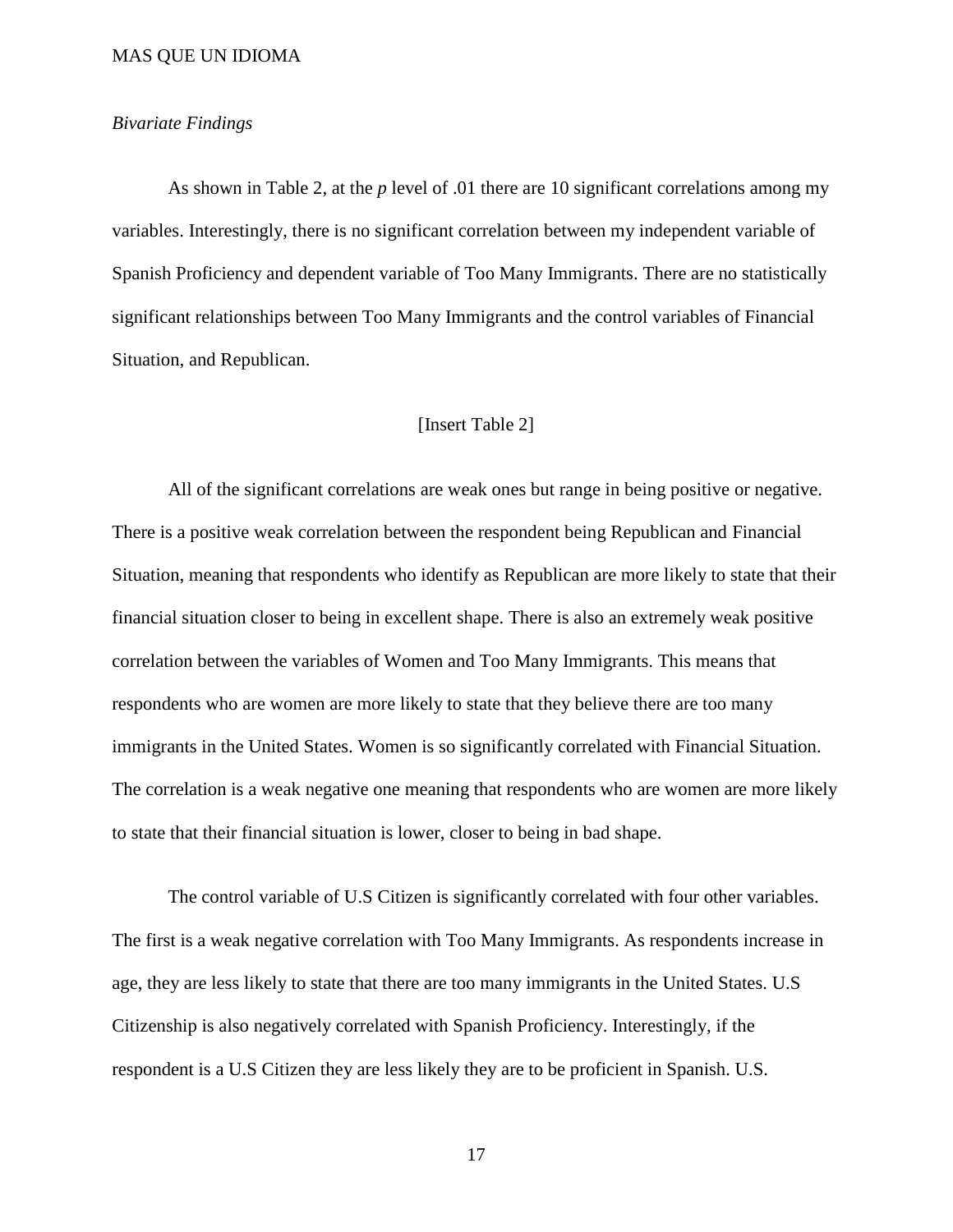*Bivariate Findings*

As shown in Table 2, at the *p* level of .01 there are 10 significant correlations among my variables. Interestingly, there is no significant correlation between my independent variable of Spanish Proficiency and dependent variable of Too Many Immigrants. There are no statistically significant relationships between Too Many Immigrants and the control variables of Financial Situation, and Republican.

[Insert Table 2]

All of the significant correlations are weak ones but range in being positive or negative. There is a positive weak correlation between the respondent being Republican and Financial Situation, meaning that respondents who identify as Republican are more likely to state that their financial situation closer to being in excellent shape. There is also an extremely weak positive correlation between the variables of Women and Too Many Immigrants. This means that respondents who are women are more likely to state that they believe there are too many immigrants in the United States. Women is so significantly correlated with Financial Situation. The correlation is a weak negative one meaning that respondents who are women are more likely to state that their financial situation is lower, closer to being in bad shape.

The control variable of U.S Citizen is significantly correlated with four other variables. The first is a weak negative correlation with Too Many Immigrants. As respondents increase in age, they are less likely to state that there are too many immigrants in the United States. U.S Citizenship is also negatively correlated with Spanish Proficiency. Interestingly, if the respondent is a U.S Citizen they are less likely they are to be proficient in Spanish. U.S.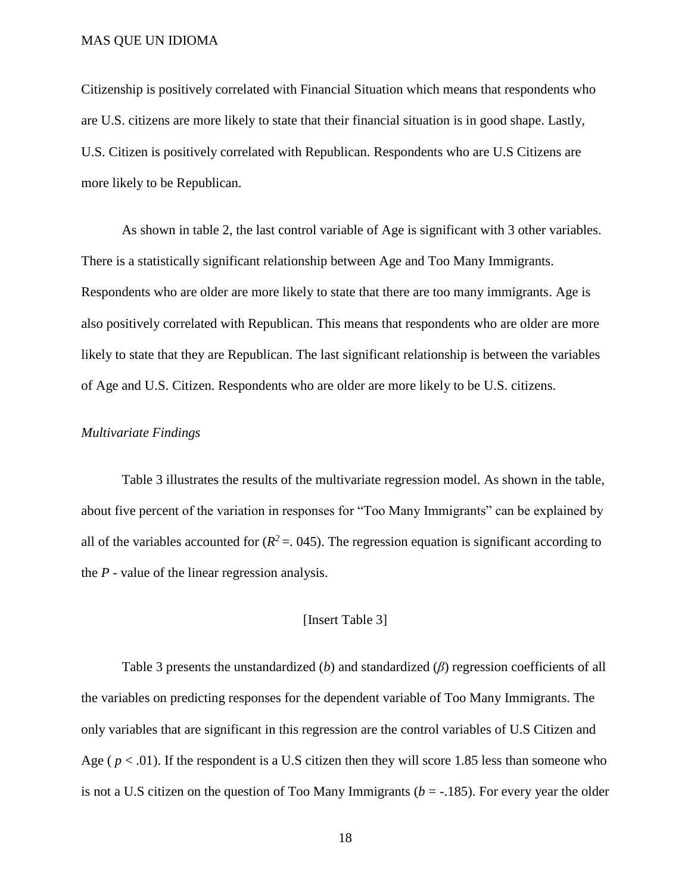Citizenship is positively correlated with Financial Situation which means that respondents who are U.S. citizens are more likely to state that their financial situation is in good shape. Lastly, U.S. Citizen is positively correlated with Republican. Respondents who are U.S Citizens are more likely to be Republican.

As shown in table 2, the last control variable of Age is significant with 3 other variables. There is a statistically significant relationship between Age and Too Many Immigrants. Respondents who are older are more likely to state that there are too many immigrants. Age is also positively correlated with Republican. This means that respondents who are older are more likely to state that they are Republican. The last significant relationship is between the variables of Age and U.S. Citizen. Respondents who are older are more likely to be U.S. citizens.

*Multivariate Findings*

Table 3 illustrates the results of the multivariate regression model. As shown in the table, about five percent of the variation in responses for "Too Many Immigrants" can be explained by all of the variables accounted for ($R^2$ =. 045). The regression equation is significant according to the *P* - value of the linear regression analysis.

[Insert Table 3]

Table 3 presents the unstandardized (*b*) and standardized (*β*) regression coefficients of all the variables on predicting responses for the dependent variable of Too Many Immigrants. The only variables that are significant in this regression are the control variables of U.S Citizen and Age ( $p < .01$). If the respondent is a U.S citizen then they will score 1.85 less than someone who is not a U.S citizen on the question of Too Many Immigrants ($b$ = -.185). For every year the older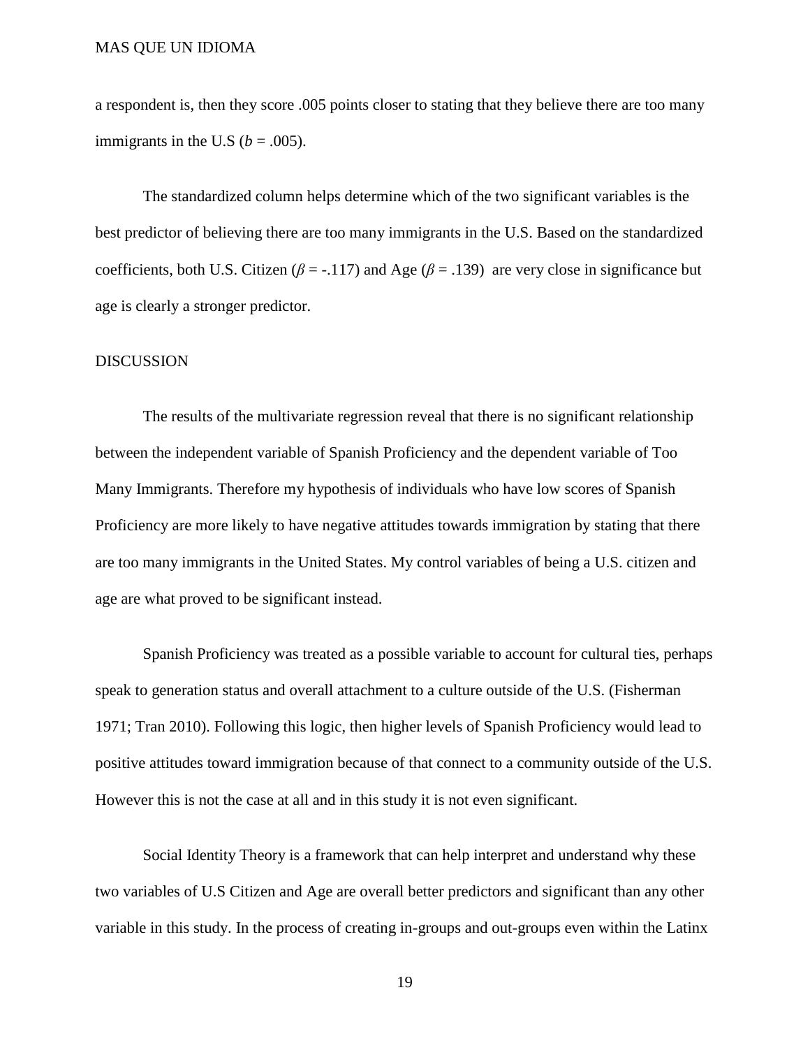a respondent is, then they score .005 points closer to stating that they believe there are too many immigrants in the U.S ($b$ = .005).

The standardized column helps determine which of the two significant variables is the best predictor of believing there are too many immigrants in the U.S. Based on the standardized coefficients, both U.S. Citizen ($\beta$ = -.117) and Age ($\beta$ = .139) are very close in significance but age is clearly a stronger predictor.

## DISCUSSION

The results of the multivariate regression reveal that there is no significant relationship between the independent variable of Spanish Proficiency and the dependent variable of Too Many Immigrants. Therefore my hypothesis of individuals who have low scores of Spanish Proficiency are more likely to have negative attitudes towards immigration by stating that there are too many immigrants in the United States. My control variables of being a U.S. citizen and age are what proved to be significant instead.

Spanish Proficiency was treated as a possible variable to account for cultural ties, perhaps speak to generation status and overall attachment to a culture outside of the U.S. (Fisherman 1971; Tran 2010). Following this logic, then higher levels of Spanish Proficiency would lead to positive attitudes toward immigration because of that connect to a community outside of the U.S. However this is not the case at all and in this study it is not even significant.

Social Identity Theory is a framework that can help interpret and understand why these two variables of U.S Citizen and Age are overall better predictors and significant than any other variable in this study. In the process of creating in-groups and out-groups even within the Latinx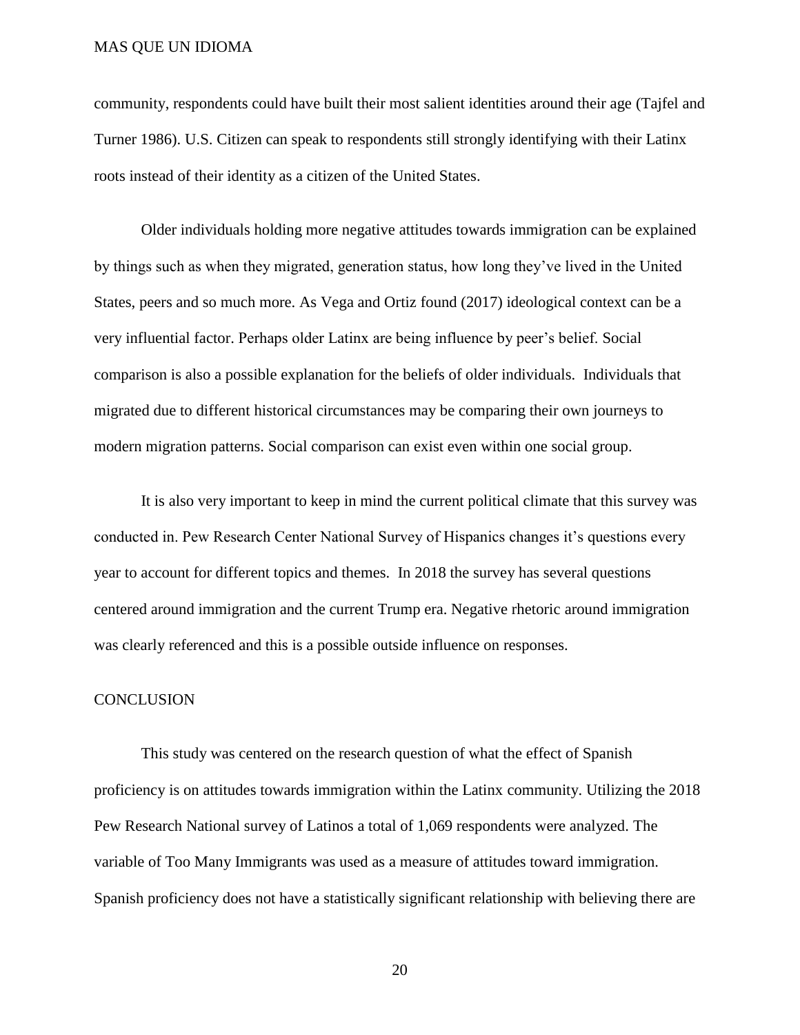community, respondents could have built their most salient identities around their age (Tajfel and Turner 1986). U.S. Citizen can speak to respondents still strongly identifying with their Latinx roots instead of their identity as a citizen of the United States.

Older individuals holding more negative attitudes towards immigration can be explained by things such as when they migrated, generation status, how long they've lived in the United States, peers and so much more. As Vega and Ortiz found (2017) ideological context can be a very influential factor. Perhaps older Latinx are being influence by peer's belief. Social comparison is also a possible explanation for the beliefs of older individuals. Individuals that migrated due to different historical circumstances may be comparing their own journeys to modern migration patterns. Social comparison can exist even within one social group.

It is also very important to keep in mind the current political climate that this survey was conducted in. Pew Research Center National Survey of Hispanics changes it's questions every year to account for different topics and themes. In 2018 the survey has several questions centered around immigration and the current Trump era. Negative rhetoric around immigration was clearly referenced and this is a possible outside influence on responses.

## CONCLUSION

This study was centered on the research question of what the effect of Spanish proficiency is on attitudes towards immigration within the Latinx community. Utilizing the 2018 Pew Research National survey of Latinos a total of 1,069 respondents were analyzed. The variable of Too Many Immigrants was used as a measure of attitudes toward immigration. Spanish proficiency does not have a statistically significant relationship with believing there are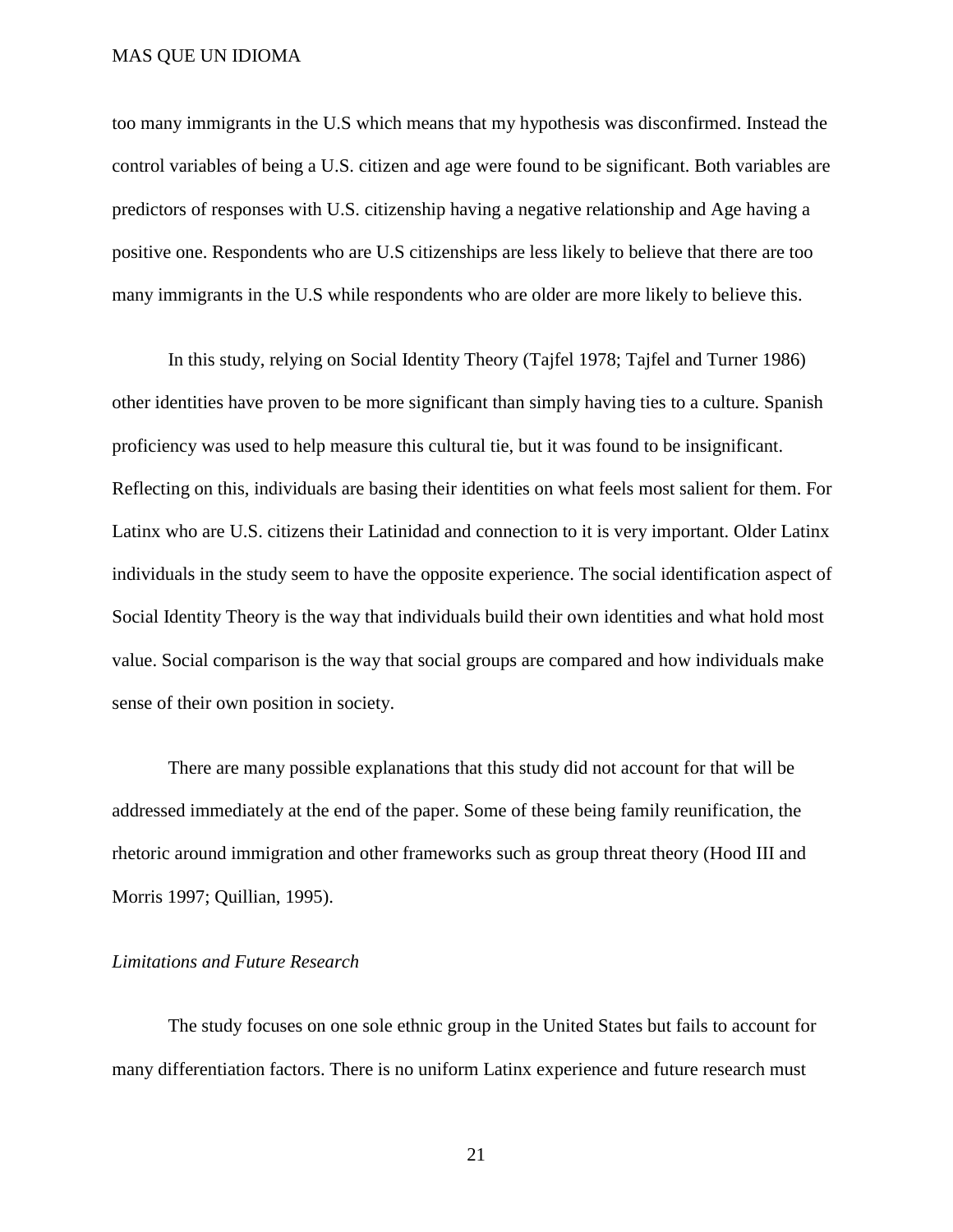too many immigrants in the U.S which means that my hypothesis was disconfirmed. Instead the control variables of being a U.S. citizen and age were found to be significant. Both variables are predictors of responses with U.S. citizenship having a negative relationship and Age having a positive one. Respondents who are U.S citizenships are less likely to believe that there are too many immigrants in the U.S while respondents who are older are more likely to believe this.

In this study, relying on Social Identity Theory (Tajfel 1978; Tajfel and Turner 1986) other identities have proven to be more significant than simply having ties to a culture. Spanish proficiency was used to help measure this cultural tie, but it was found to be insignificant. Reflecting on this, individuals are basing their identities on what feels most salient for them. For Latinx who are U.S. citizens their Latinidad and connection to it is very important. Older Latinx individuals in the study seem to have the opposite experience. The social identification aspect of Social Identity Theory is the way that individuals build their own identities and what hold most value. Social comparison is the way that social groups are compared and how individuals make sense of their own position in society.

There are many possible explanations that this study did not account for that will be addressed immediately at the end of the paper. Some of these being family reunification, the rhetoric around immigration and other frameworks such as group threat theory (Hood III and Morris 1997; Quillian, 1995).

*Limitations and Future Research*

The study focuses on one sole ethnic group in the United States but fails to account for many differentiation factors. There is no uniform Latinx experience and future research must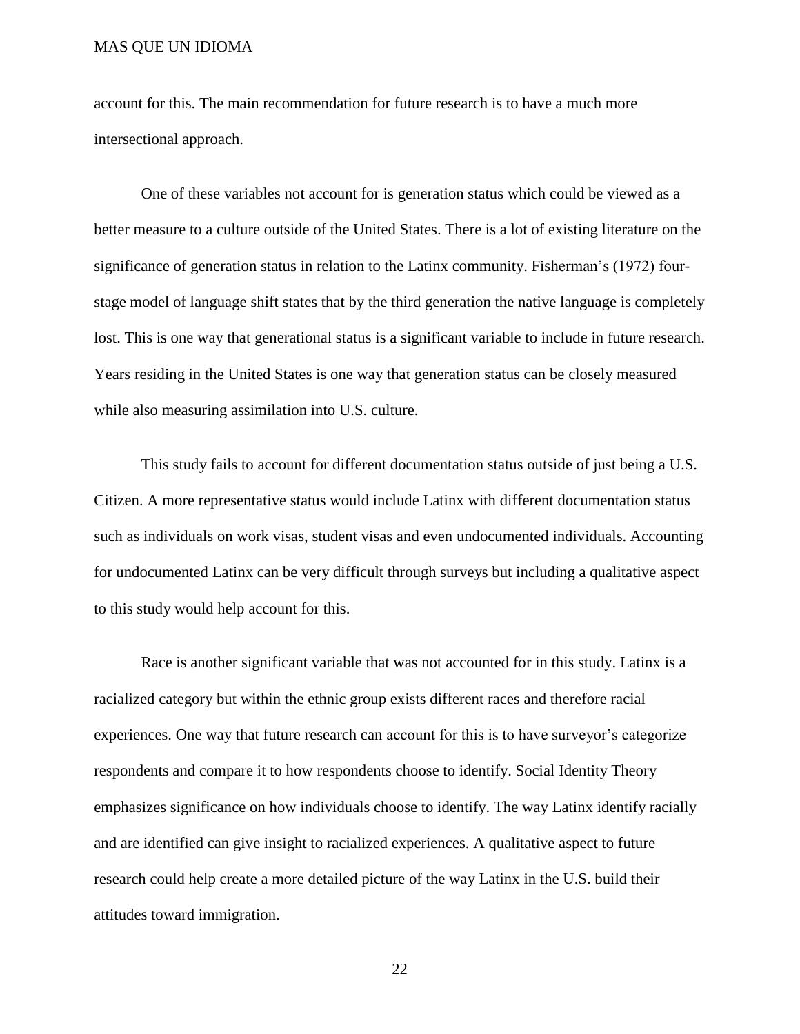account for this. The main recommendation for future research is to have a much more intersectional approach.

One of these variables not account for is generation status which could be viewed as a better measure to a culture outside of the United States. There is a lot of existing literature on the significance of generation status in relation to the Latinx community. Fisherman's (1972) four-stage model of language shift states that by the third generation the native language is completely lost. This is one way that generational status is a significant variable to include in future research. Years residing in the United States is one way that generation status can be closely measured while also measuring assimilation into U.S. culture.

This study fails to account for different documentation status outside of just being a U.S. Citizen. A more representative status would include Latinx with different documentation status such as individuals on work visas, student visas and even undocumented individuals. Accounting for undocumented Latinx can be very difficult through surveys but including a qualitative aspect to this study would help account for this.

Race is another significant variable that was not accounted for in this study. Latinx is a racialized category but within the ethnic group exists different races and therefore racial experiences. One way that future research can account for this is to have surveyor's categorize respondents and compare it to how respondents choose to identify. Social Identity Theory emphasizes significance on how individuals choose to identify. The way Latinx identify racially and are identified can give insight to racialized experiences. A qualitative aspect to future research could help create a more detailed picture of the way Latinx in the U.S. build their attitudes toward immigration.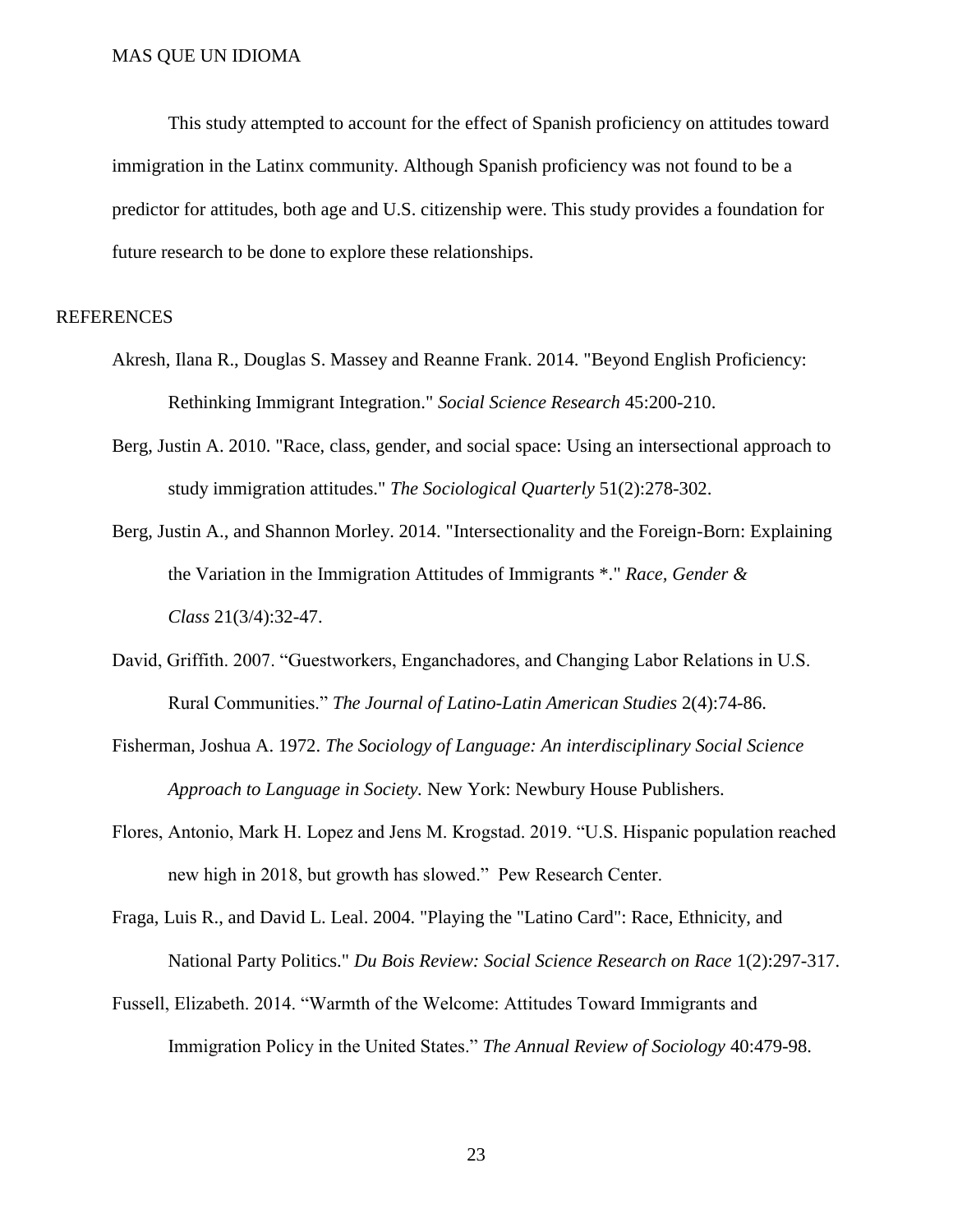This study attempted to account for the effect of Spanish proficiency on attitudes toward immigration in the Latinx community. Although Spanish proficiency was not found to be a predictor for attitudes, both age and U.S. citizenship were. This study provides a foundation for future research to be done to explore these relationships.

## REFERENCES

Akresh, Ilana R., Douglas S. Massey and Reanne Frank. 2014. "Beyond English Proficiency: Rethinking Immigrant Integration." *Social Science Research* 45:200-210.

Berg, Justin A. 2010. "Race, class, gender, and social space: Using an intersectional approach to study immigration attitudes." *The Sociological Quarterly* 51(2):278-302.

Berg, Justin A., and Shannon Morley. 2014. "Intersectionality and the Foreign-Born: Explaining the Variation in the Immigration Attitudes of Immigrants *." *Race, Gender & Class* 21(3/4):32-47.

David, Griffith. 2007. "Guestworkers, Enganchadores, and Changing Labor Relations in U.S. Rural Communities." *The Journal of Latino-Latin American Studies* 2(4):74-86.

Fisherman, Joshua A. 1972. *The Sociology of Language: An interdisciplinary Social Science Approach to Language in Society.* New York: Newbury House Publishers.

Flores, Antonio, Mark H. Lopez and Jens M. Krogstad. 2019. "U.S. Hispanic population reached new high in 2018, but growth has slowed." Pew Research Center.

Fraga, Luis R., and David L. Leal. 2004. "Playing the "Latino Card": Race, Ethnicity, and National Party Politics." *Du Bois Review: Social Science Research on Race* 1(2):297-317.

Fussell, Elizabeth. 2014. "Warmth of the Welcome: Attitudes Toward Immigrants and Immigration Policy in the United States." *The Annual Review of Sociology* 40:479-98.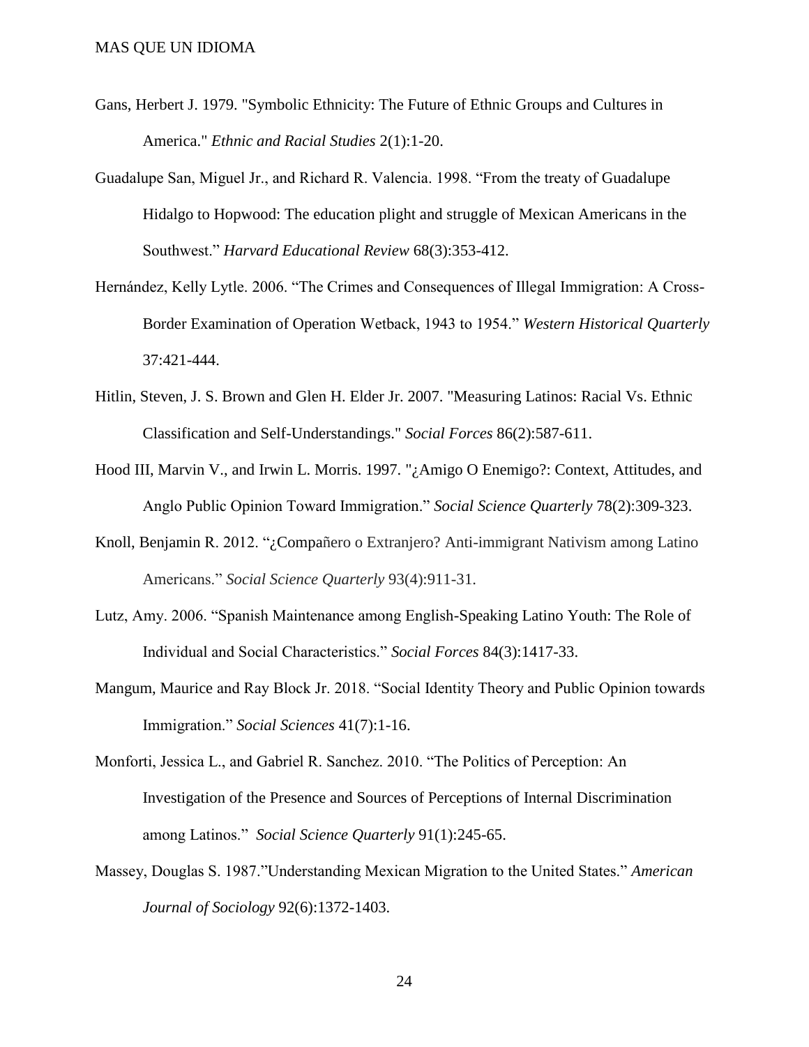Gans, Herbert J. 1979. "Symbolic Ethnicity: The Future of Ethnic Groups and Cultures in America." *Ethnic and Racial Studies* 2(1):1-20.

Guadalupe San, Miguel Jr., and Richard R. Valencia. 1998. "From the treaty of Guadalupe Hidalgo to Hopwood: The education plight and struggle of Mexican Americans in the Southwest." *Harvard Educational Review* 68(3):353-412.

Hernández, Kelly Lytle. 2006. "The Crimes and Consequences of Illegal Immigration: A Cross-Border Examination of Operation Wetback, 1943 to 1954." *Western Historical Quarterly* 37:421-444.

Hitlin, Steven, J. S. Brown and Glen H. Elder Jr. 2007. "Measuring Latinos: Racial Vs. Ethnic Classification and Self-Understandings." *Social Forces* 86(2):587-611.

Hood III, Marvin V., and Irwin L. Morris. 1997. "¿Amigo O Enemigo?: Context, Attitudes, and Anglo Public Opinion Toward Immigration." *Social Science Quarterly* 78(2):309-323.

Knoll, Benjamin R. 2012. "¿Compañero o Extranjero? Anti-immigrant Nativism among Latino Americans." *Social Science Quarterly* 93(4):911-31.

Lutz, Amy. 2006. "Spanish Maintenance among English-Speaking Latino Youth: The Role of Individual and Social Characteristics." *Social Forces* 84(3):1417-33.

Mangum, Maurice and Ray Block Jr. 2018. "Social Identity Theory and Public Opinion towards Immigration." *Social Sciences* 41(7):1-16.

Monforti, Jessica L., and Gabriel R. Sanchez. 2010. "The Politics of Perception: An Investigation of the Presence and Sources of Perceptions of Internal Discrimination among Latinos." *Social Science Quarterly* 91(1):245-65.

Massey, Douglas S. 1987."Understanding Mexican Migration to the United States." *American Journal of Sociology* 92(6):1372-1403.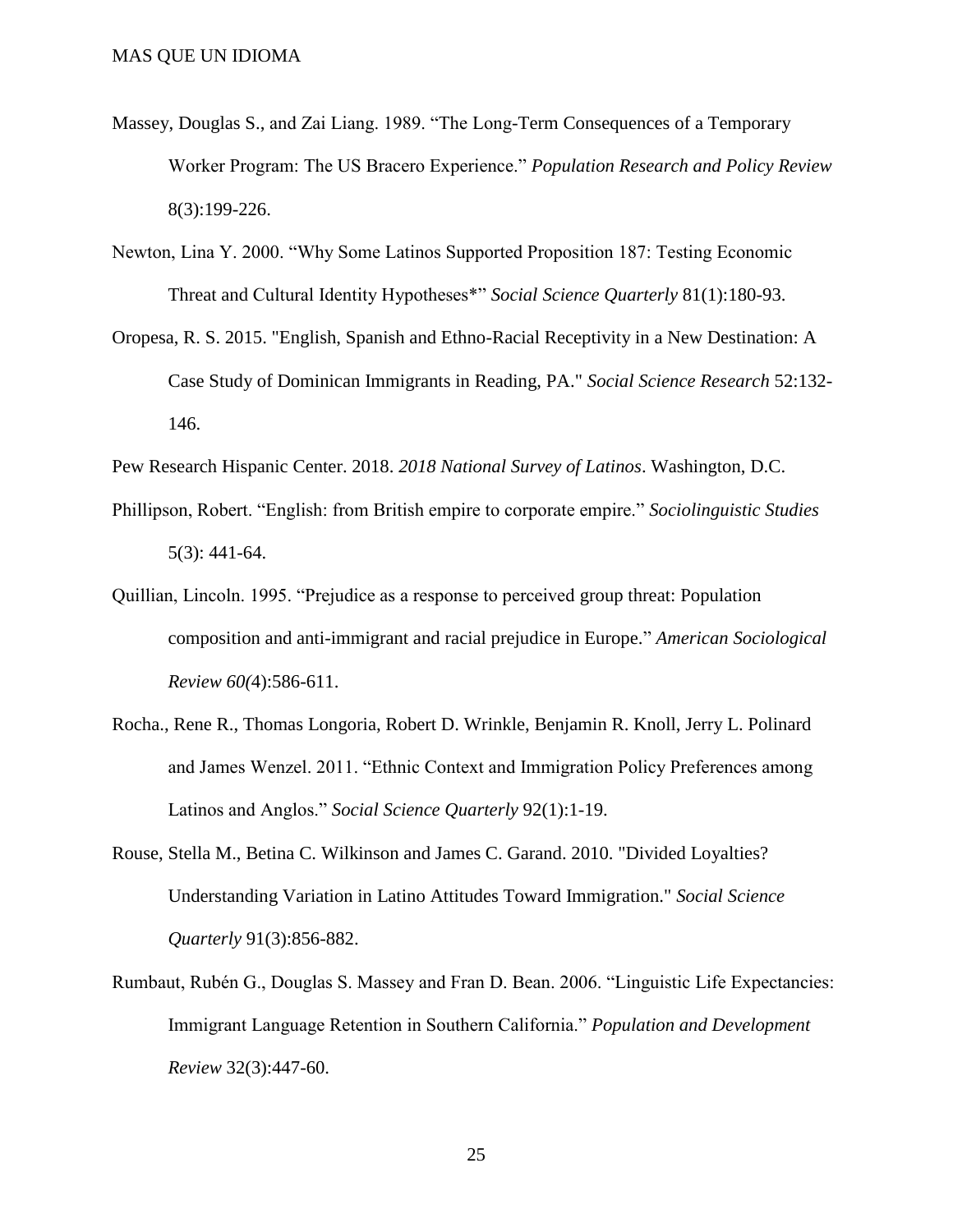Massey, Douglas S., and Zai Liang. 1989. “The Long-Term Consequences of a Temporary Worker Program: The US Bracero Experience.” *Population Research and Policy Review* 8(3):199-226.

Newton, Lina Y. 2000. “Why Some Latinos Supported Proposition 187: Testing Economic Threat and Cultural Identity Hypotheses*” *Social Science Quarterly* 81(1):180-93.

Oropesa, R. S. 2015. "English, Spanish and Ethno-Racial Receptivity in a New Destination: A Case Study of Dominican Immigrants in Reading, PA." *Social Science Research* 52:132-146.

Pew Research Hispanic Center. 2018. *2018 National Survey of Latinos*. Washington, D.C.

Phillipson, Robert. “English: from British empire to corporate empire.” *Sociolinguistic Studies* 5(3): 441-64.

Quillian, Lincoln. 1995. “Prejudice as a response to perceived group threat: Population composition and anti-immigrant and racial prejudice in Europe.” *American Sociological Review 60(*4):586-611.

Rocha., Rene R., Thomas Longoria, Robert D. Wrinkle, Benjamin R. Knoll, Jerry L. Polinard and James Wenzel. 2011. “Ethnic Context and Immigration Policy Preferences among Latinos and Anglos.” *Social Science Quarterly* 92(1):1-19.

Rouse, Stella M., Betina C. Wilkinson and James C. Garand. 2010. "Divided Loyalties? Understanding Variation in Latino Attitudes Toward Immigration." *Social Science Quarterly* 91(3):856-882.

Rumbaut, Rubén G., Douglas S. Massey and Fran D. Bean. 2006. “Linguistic Life Expectancies: Immigrant Language Retention in Southern California.” *Population and Development Review* 32(3):447-60.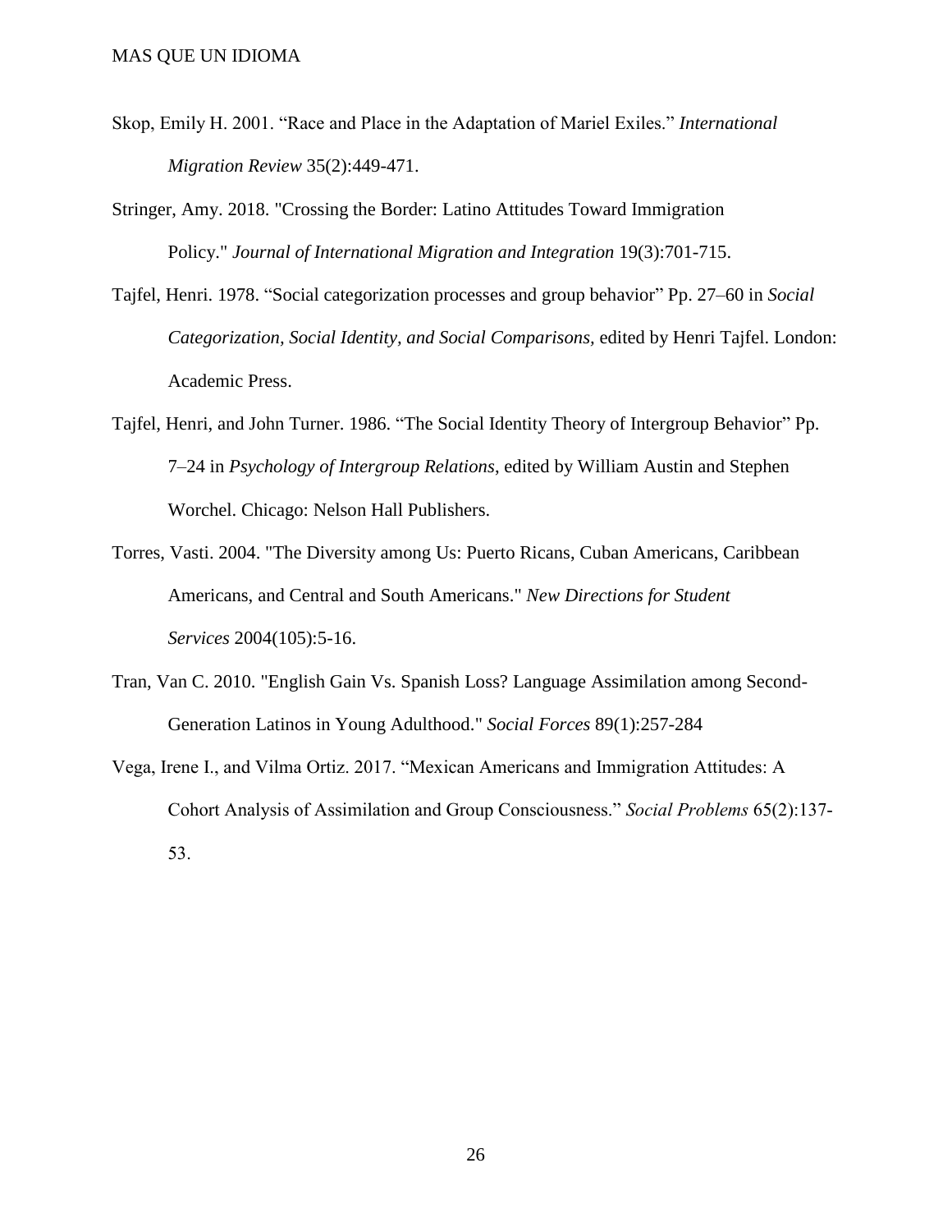Skop, Emily H. 2001. "Race and Place in the Adaptation of Mariel Exiles." *International Migration Review* 35(2):449-471.

Stringer, Amy. 2018. "Crossing the Border: Latino Attitudes Toward Immigration Policy." *Journal of International Migration and Integration* 19(3):701-715.

Tajfel, Henri. 1978. "Social categorization processes and group behavior" Pp. 27–60 in *Social Categorization, Social Identity, and Social Comparisons*, edited by Henri Tajfel. London: Academic Press.

Tajfel, Henri, and John Turner. 1986. "The Social Identity Theory of Intergroup Behavior" Pp. 7–24 in *Psychology of Intergroup Relations*, edited by William Austin and Stephen Worchel. Chicago: Nelson Hall Publishers.

Torres, Vasti. 2004. "The Diversity among Us: Puerto Ricans, Cuban Americans, Caribbean Americans, and Central and South Americans." *New Directions for Student Services* 2004(105):5-16.

Tran, Van C. 2010. "English Gain Vs. Spanish Loss? Language Assimilation among Second-Generation Latinos in Young Adulthood." *Social Forces* 89(1):257-284

Vega, Irene I., and Vilma Ortiz. 2017. "Mexican Americans and Immigration Attitudes: A Cohort Analysis of Assimilation and Group Consciousness." *Social Problems* 65(2):137-53.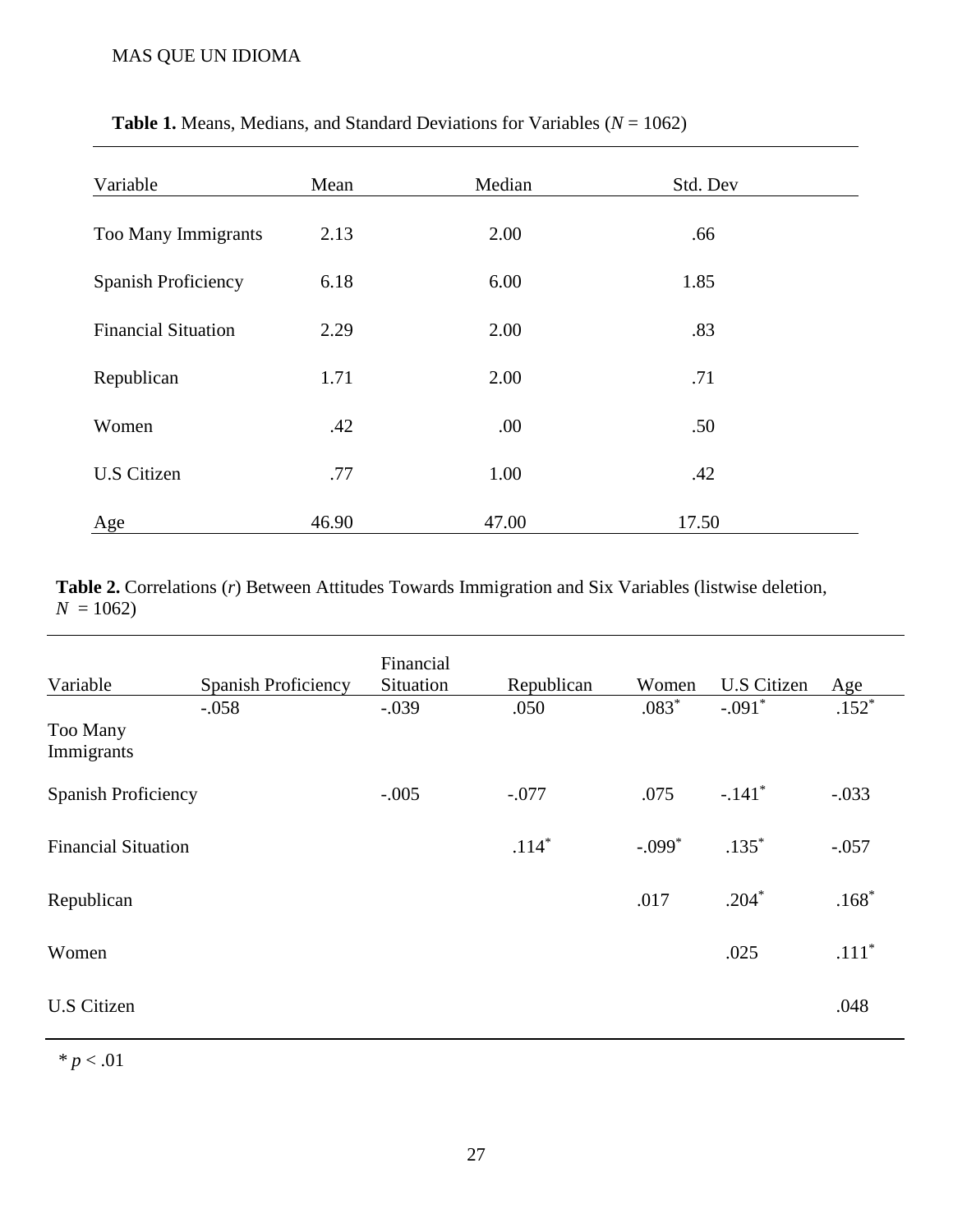**Table 1.** Means, Medians, and Standard Deviations for Variables ($N$ = 1062)

| Variable | Mean | Median | Std. Dev |
|---|---|---|---|
| Too Many Immigrants | 2.13 | 2.00 | .66 |
| Spanish Proficiency | 6.18 | 6.00 | 1.85 |
| Financial Situation | 2.29 | 2.00 | .83 |
| Republican | 1.71 | 2.00 | .71 |
| Women | .42 | .00 | .50 |
| U.S Citizen | .77 | 1.00 | .42 |
| Age | 46.90 | 47.00 | 17.50 |

**Table 2.** Correlations ($r$) Between Attitudes Towards Immigration and Six Variables (listwise deletion, $N$ = 1062)

| Variable | Spanish Proficiency | Financial Situation | Republican | Women | U.S Citizen | Age |
|---|---|---|---|---|---|---|
| Too Many Immigrants | -.058 | -.039 | .050 | .083* | -.091* | .152* |
| Spanish Proficiency | | -.005 | -.077 | .075 | -.141* | -.033 |
| Financial Situation | | | .114* | -.099* | .135* | -.057 |
| Republican | | | | .017 | .204* | .168* |
| Women | | | | | .025 | .111* |
| U.S Citizen | | | | | | .048 |

* $p < .01$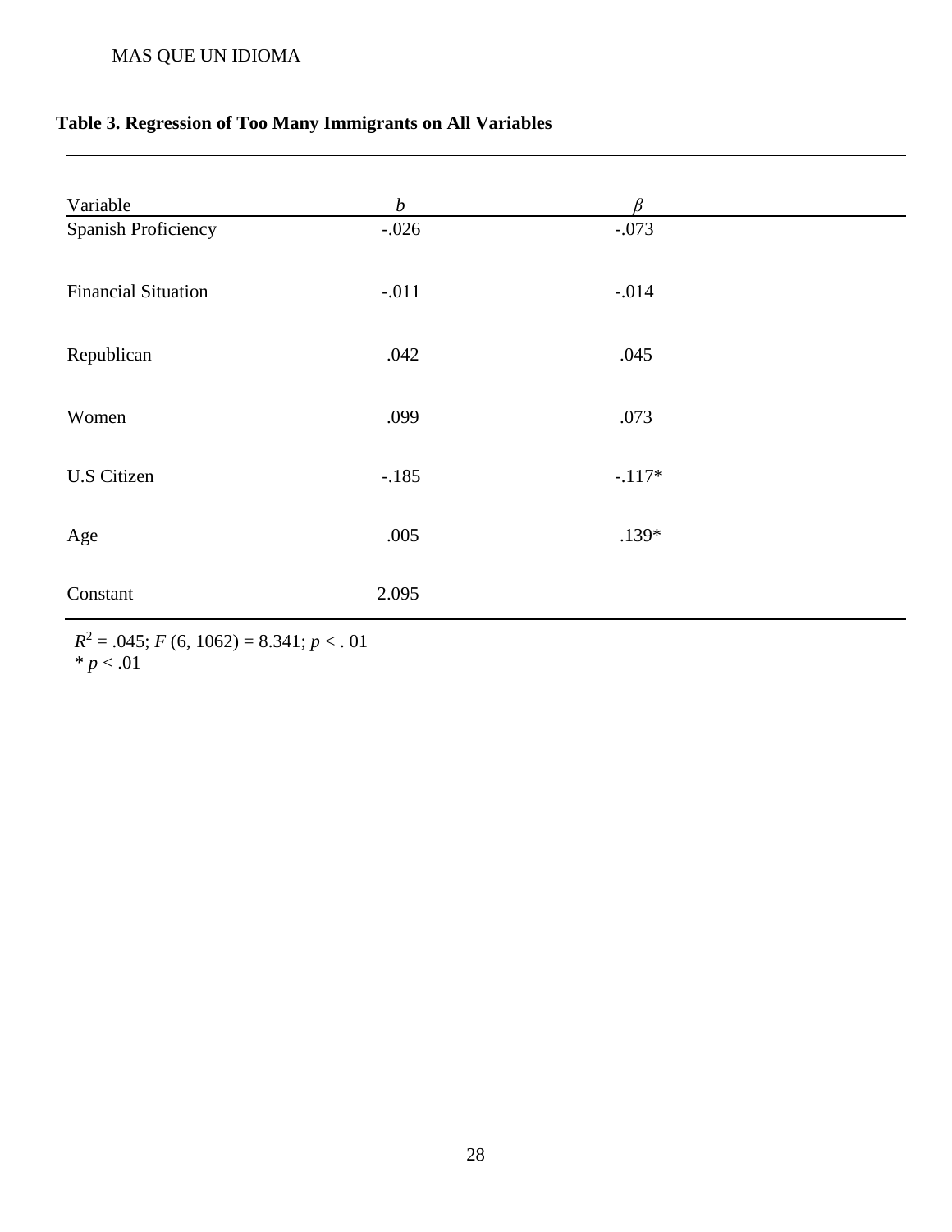**Table 3. Regression of Too Many Immigrants on All Variables**

| Variable | $b$ | $\beta$ |
|---|---|---|
| Spanish Proficiency | -.026 | -.073 |
| Financial Situation | -.011 | -.014 |
| Republican | .042 | .045 |
| Women | .099 | .073 |
| U.S Citizen | -.185 | -.117* |
| Age | .005 | .139* |
| Constant | 2.095 | |

$R^2 = .045$; $F$ (6, 1062) = 8.341; $p < .01$
* $p < .01$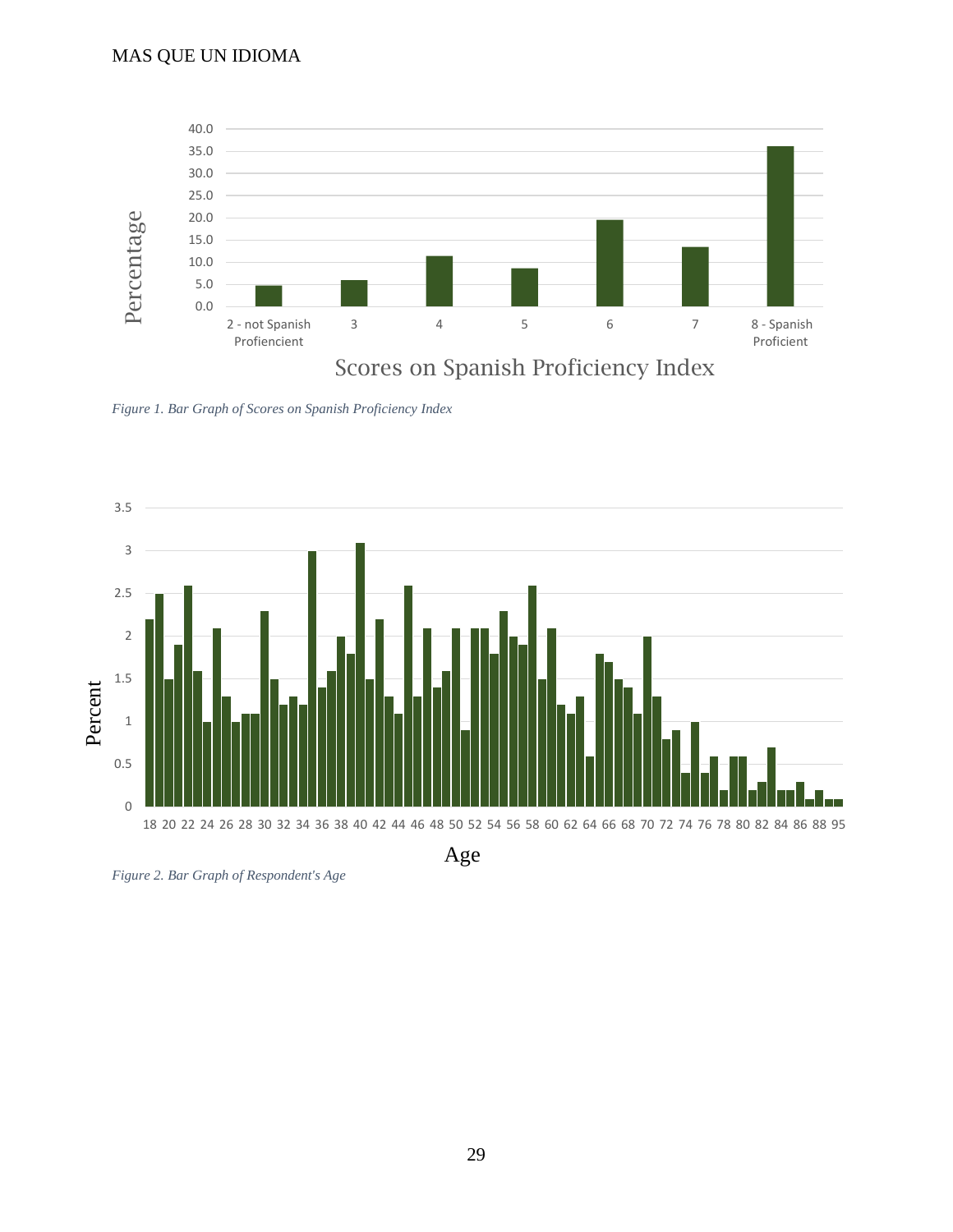*Figure 1. Bar Graph of Scores on Spanish Proficiency Index*

*Figure 2. Bar Graph of Respondent's Age*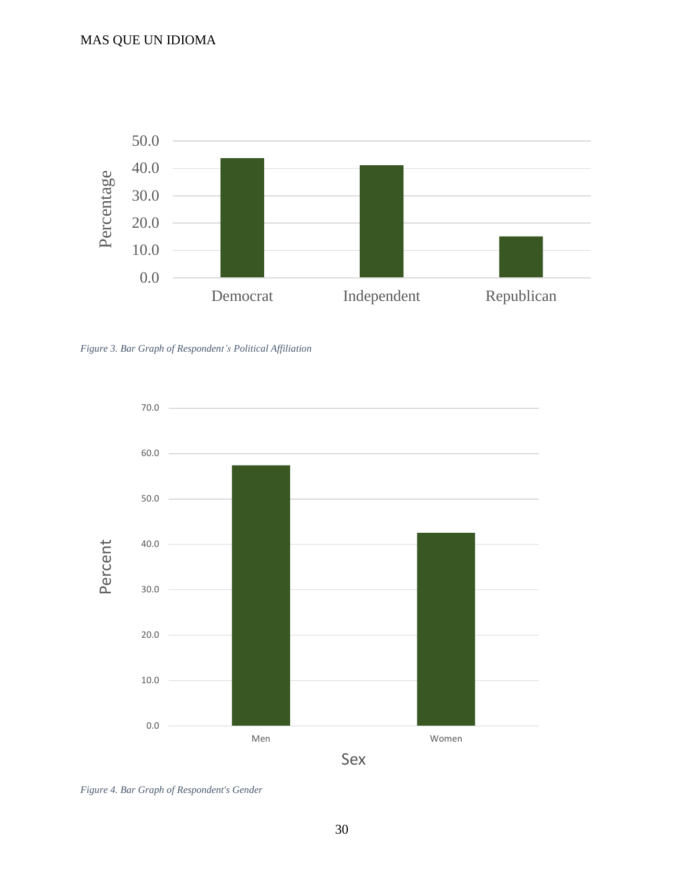*Figure 3. Bar Graph of Respondent's Political Affiliation*

*Figure 4. Bar Graph of Respondent's Gender*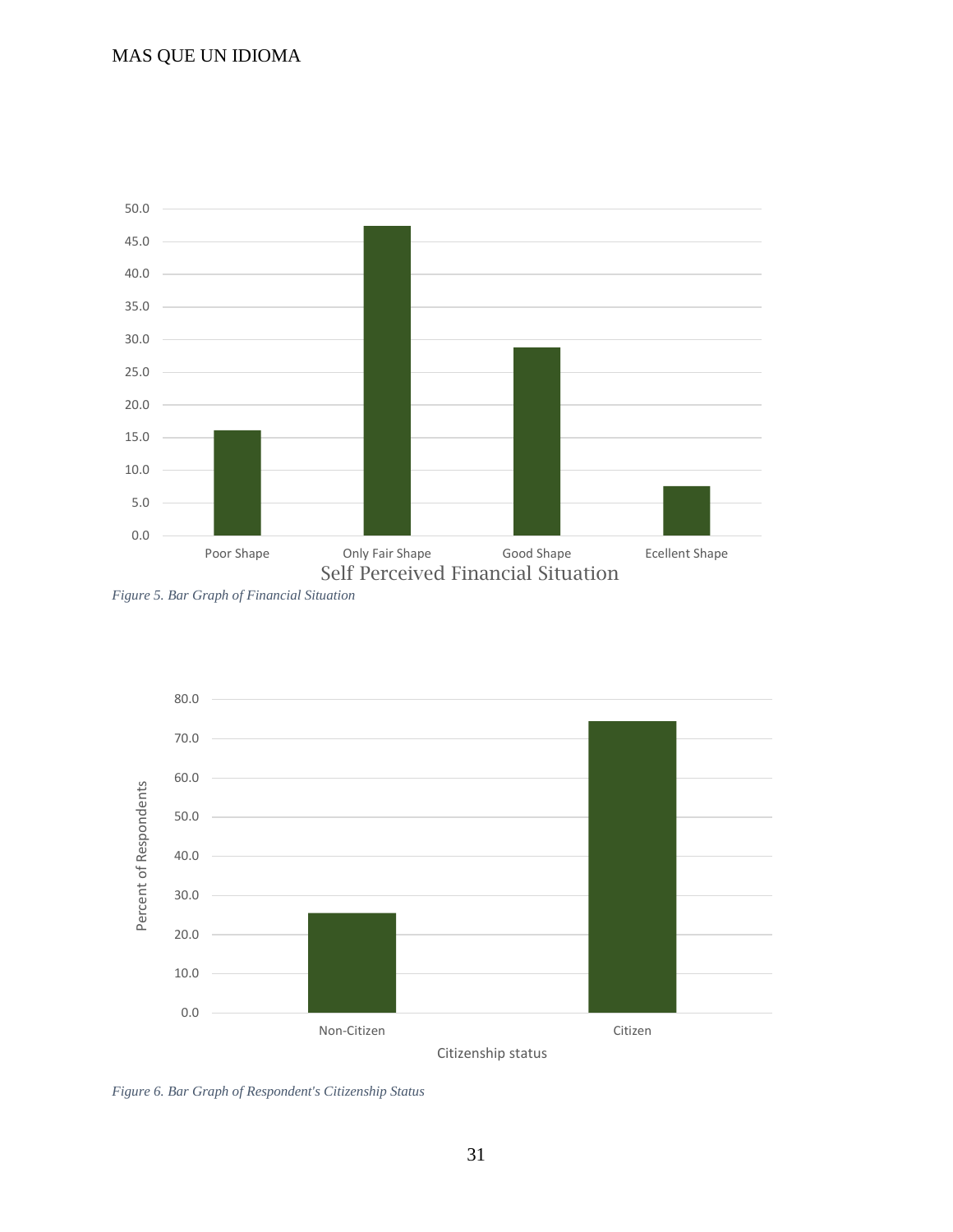Figure 5. Bar Graph of Financial Situation

| Self Perceived Financial Situation | Value |
|---|---|
| Poor Shape | 16.1 |
| Only Fair Shape | 47.4 |
| Good Shape | 28.8 |
| Ecellent Shape | 7.6 |

*Figure 5. Bar Graph of Financial Situation*

| Citizenship status | Percent of Respondents |
|---|---|
| Non-Citizen | 25.5 |
| Citizen | 74.5 |

*Figure 6. Bar Graph of Respondent's Citizenship Status*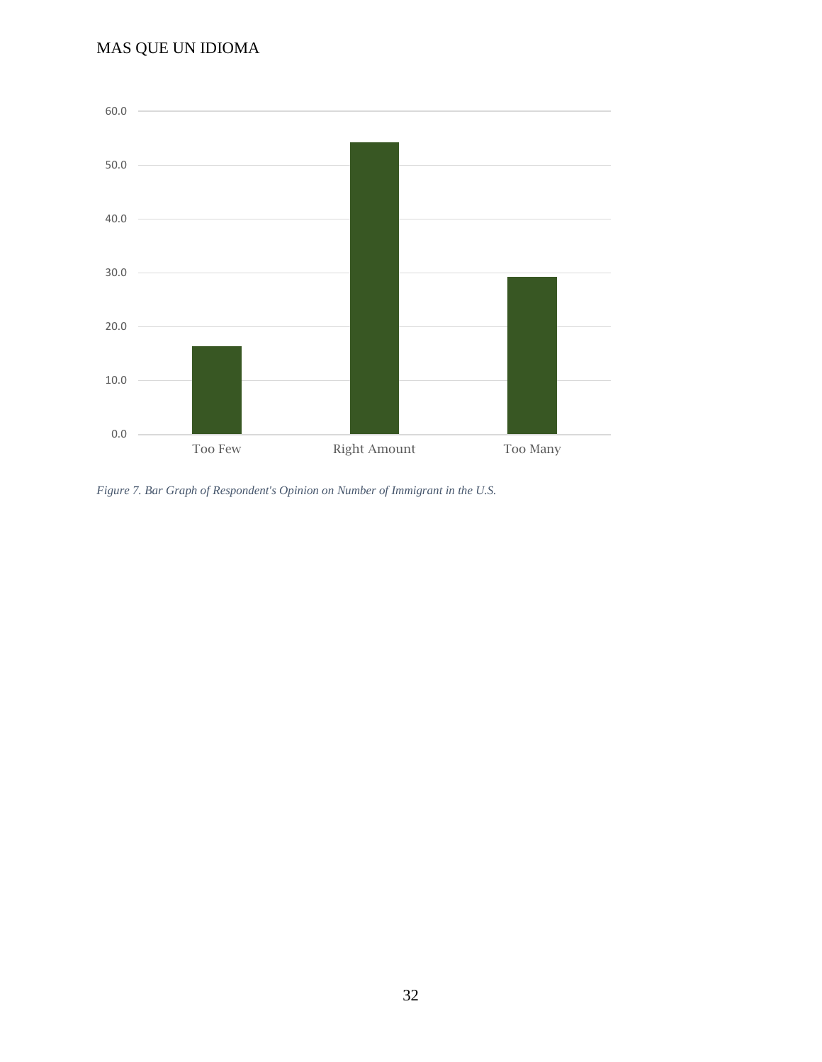60.0

50.0

40.0

30.0

20.0

10.0

0.0

Too Few

Right Amount

Too Many

*Figure 7. Bar Graph of Respondent's Opinion on Number of Immigrant in the U.S.*